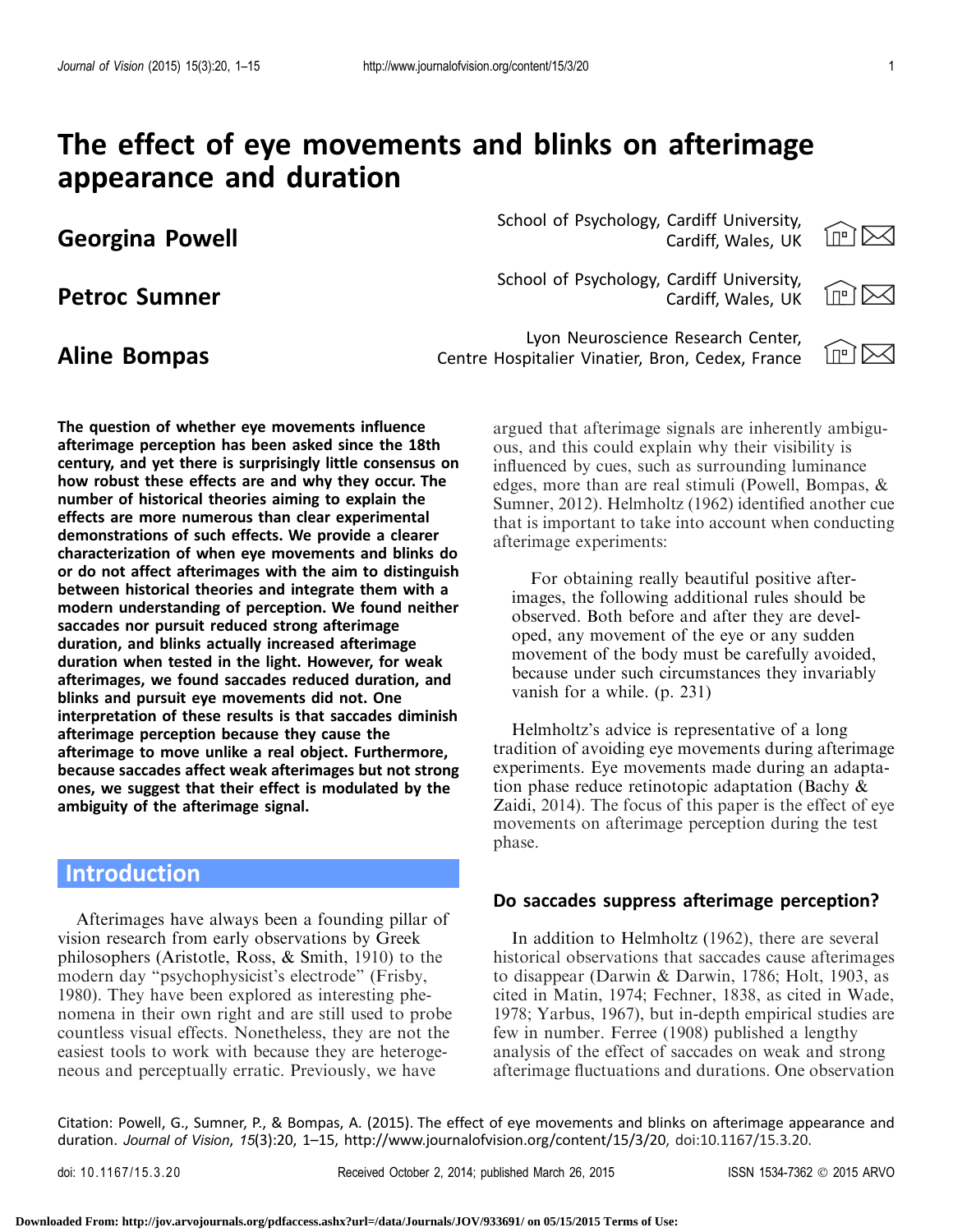# The effect of eye movements and blinks on afterimage appearance and duration

**Georgina Powell** — School of Psychology, Cardiff University, Cardiff, Wales, UK

**Petroc Sumner** — School of Psychology, Cardiff University, Cardiff, Wales, UK

**Aline Bompas** — Lyon Neuroscience Research Center, Centre Hospitalier Vinatier, Bron, Cedex, France

**The question of whether eye movements influence afterimage perception has been asked since the 18th century, and yet there is surprisingly little consensus on how robust these effects are and why they occur. The number of historical theories aiming to explain the effects are more numerous than clear experimental demonstrations of such effects. We provide a clearer characterization of when eye movements and blinks do or do not affect afterimages with the aim to distinguish between historical theories and integrate them with a modern understanding of perception. We found neither saccades nor pursuit reduced strong afterimage duration, and blinks actually increased afterimage duration when tested in the light. However, for weak afterimages, we found saccades reduced duration, and blinks and pursuit eye movements did not. One interpretation of these results is that saccades diminish afterimage perception because they cause the afterimage to move unlike a real object. Furthermore, because saccades affect weak afterimages but not strong ones, we suggest that their effect is modulated by the ambiguity of the afterimage signal.**

## Introduction

Afterimages have always been a founding pillar of vision research from early observations by Greek philosophers (Aristotle, Ross, & Smith, 1910) to the modern day "psychophysicist's electrode" (Frisby, 1980). They have been explored as interesting phenomena in their own right and are still used to probe countless visual effects. Nonetheless, they are not the easiest tools to work with because they are heterogeneous and perceptually erratic. Previously, we have argued that afterimage signals are inherently ambiguous, and this could explain why their visibility is influenced by cues, such as surrounding luminance edges, more than are real stimuli (Powell, Bompas, & Sumner, 2012). Helmholtz (1962) identified another cue that is important to take into account when conducting afterimage experiments:

> For obtaining really beautiful positive afterimages, the following additional rules should be observed. Both before and after they are developed, any movement of the eye or any sudden movement of the body must be carefully avoided, because under such circumstances they invariably vanish for a while. (p. 231)

Helmholtz's advice is representative of a long tradition of avoiding eye movements during afterimage experiments. Eye movements made during an adaptation phase reduce retinotopic adaptation (Bachy & Zaidi, 2014). The focus of this paper is the effect of eye movements on afterimage perception during the test phase.

### Do saccades suppress afterimage perception?

In addition to Helmholtz (1962), there are several historical observations that saccades cause afterimages to disappear (Darwin & Darwin, 1786; Holt, 1903, as cited in Matin, 1974; Fechner, 1838, as cited in Wade, 1978; Yarbus, 1967), but in-depth empirical studies are few in number. Ferree (1908) published a lengthy analysis of the effect of saccades on weak and strong afterimage fluctuations and durations. One observation

Citation: Powell, G., Sumner, P., & Bompas, A. (2015). The effect of eye movements and blinks on afterimage appearance and duration. *Journal of Vision*, *15*(3):20, 1–15, http://www.journalofvision.org/content/15/3/20, doi:10.1167/15.3.20.

doi: 10.1167/15.3.20 Received October 2, 2014; published March 26, 2015 ISSN 1534-7362 © 2015 ARVO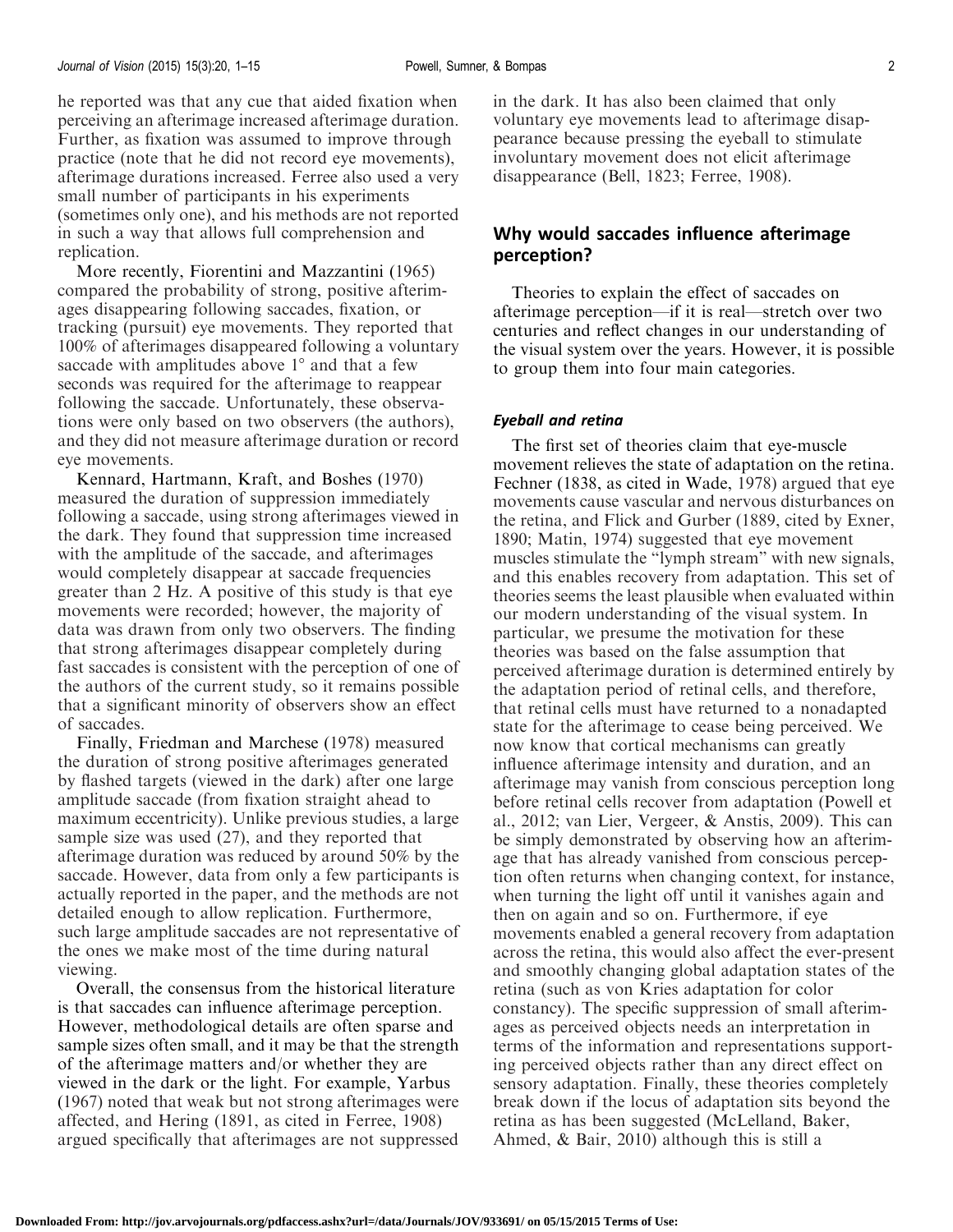he reported was that any cue that aided fixation when perceiving an afterimage increased afterimage duration. Further, as fixation was assumed to improve through practice (note that he did not record eye movements), afterimage durations increased. Ferree also used a very small number of participants in his experiments (sometimes only one), and his methods are not reported in such a way that allows full comprehension and replication.

More recently, Fiorentini and Mazzantini (1965) compared the probability of strong, positive afterimages disappearing following saccades, fixation, or tracking (pursuit) eye movements. They reported that 100% of afterimages disappeared following a voluntary saccade with amplitudes above 1° and that a few seconds was required for the afterimage to reappear following the saccade. Unfortunately, these observations were only based on two observers (the authors), and they did not measure afterimage duration or record eye movements.

Kennard, Hartmann, Kraft, and Boshes (1970) measured the duration of suppression immediately following a saccade, using strong afterimages viewed in the dark. They found that suppression time increased with the amplitude of the saccade, and afterimages would completely disappear at saccade frequencies greater than 2 Hz. A positive of this study is that eye movements were recorded; however, the majority of data was drawn from only two observers. The finding that strong afterimages disappear completely during fast saccades is consistent with the perception of one of the authors of the current study, so it remains possible that a significant minority of observers show an effect of saccades.

Finally, Friedman and Marchese (1978) measured the duration of strong positive afterimages generated by flashed targets (viewed in the dark) after one large amplitude saccade (from fixation straight ahead to maximum eccentricity). Unlike previous studies, a large sample size was used (27), and they reported that afterimage duration was reduced by around 50% by the saccade. However, data from only a few participants is actually reported in the paper, and the methods are not detailed enough to allow replication. Furthermore, such large amplitude saccades are not representative of the ones we make most of the time during natural viewing.

Overall, the consensus from the historical literature is that saccades can influence afterimage perception. However, methodological details are often sparse and sample sizes often small, and it may be that the strength of the afterimage matters and/or whether they are viewed in the dark or the light. For example, Yarbus (1967) noted that weak but not strong afterimages were affected, and Hering (1891, as cited in Ferree, 1908) argued specifically that afterimages are not suppressed in the dark. It has also been claimed that only voluntary eye movements lead to afterimage disappearance because pressing the eyeball to stimulate involuntary movement does not elicit afterimage disappearance (Bell, 1823; Ferree, 1908).

## Why would saccades influence afterimage perception?

Theories to explain the effect of saccades on afterimage perception—if it is real—stretch over two centuries and reflect changes in our understanding of the visual system over the years. However, it is possible to group them into four main categories.

### *Eyeball and retina*

The first set of theories claim that eye-muscle movement relieves the state of adaptation on the retina. Fechner (1838, as cited in Wade, 1978) argued that eye movements cause vascular and nervous disturbances on the retina, and Flick and Gurber (1889, cited by Exner, 1890; Matin, 1974) suggested that eye movement muscles stimulate the "lymph stream" with new signals, and this enables recovery from adaptation. This set of theories seems the least plausible when evaluated within our modern understanding of the visual system. In particular, we presume the motivation for these theories was based on the false assumption that perceived afterimage duration is determined entirely by the adaptation period of retinal cells, and therefore, that retinal cells must have returned to a nonadapted state for the afterimage to cease being perceived. We now know that cortical mechanisms can greatly influence afterimage intensity and duration, and an afterimage may vanish from conscious perception long before retinal cells recover from adaptation (Powell et al., 2012; van Lier, Vergeer, & Anstis, 2009). This can be simply demonstrated by observing how an afterimage that has already vanished from conscious perception often returns when changing context, for instance, when turning the light off until it vanishes again and then on again and so on. Furthermore, if eye movements enabled a general recovery from adaptation across the retina, this would also affect the ever-present and smoothly changing global adaptation states of the retina (such as von Kries adaptation for color constancy). The specific suppression of small afterimages as perceived objects needs an interpretation in terms of the information and representations supporting perceived objects rather than any direct effect on sensory adaptation. Finally, these theories completely break down if the locus of adaptation sits beyond the retina as has been suggested (McLelland, Baker, Ahmed, & Bair, 2010) although this is still a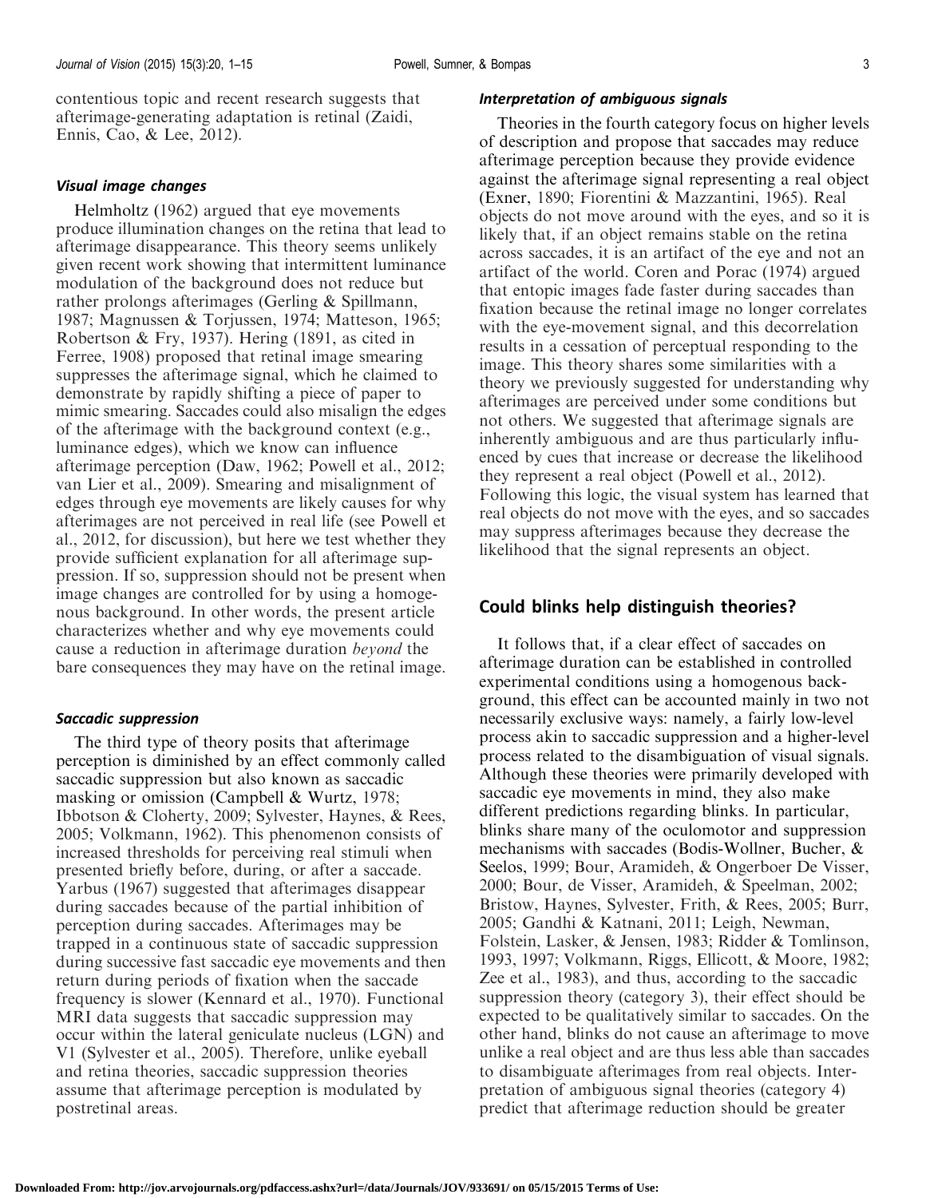contentious topic and recent research suggests that afterimage-generating adaptation is retinal (Zaidi, Ennis, Cao, & Lee, 2012).

### *Visual image changes*

Helmholtz (1962) argued that eye movements produce illumination changes on the retina that lead to afterimage disappearance. This theory seems unlikely given recent work showing that intermittent luminance modulation of the background does not reduce but rather prolongs afterimages (Gerling & Spillmann, 1987; Magnussen & Torjussen, 1974; Matteson, 1965; Robertson & Fry, 1937). Hering (1891, as cited in Ferree, 1908) proposed that retinal image smearing suppresses the afterimage signal, which he claimed to demonstrate by rapidly shifting a piece of paper to mimic smearing. Saccades could also misalign the edges of the afterimage with the background context (e.g., luminance edges), which we know can influence afterimage perception (Daw, 1962; Powell et al., 2012; van Lier et al., 2009). Smearing and misalignment of edges through eye movements are likely causes for why afterimages are not perceived in real life (see Powell et al., 2012, for discussion), but here we test whether they provide sufficient explanation for all afterimage suppression. If so, suppression should not be present when image changes are controlled for by using a homogenous background. In other words, the present article characterizes whether and why eye movements could cause a reduction in afterimage duration *beyond* the bare consequences they may have on the retinal image.

### *Saccadic suppression*

The third type of theory posits that afterimage perception is diminished by an effect commonly called saccadic suppression but also known as saccadic masking or omission (Campbell & Wurtz, 1978; Ibbotson & Cloherty, 2009; Sylvester, Haynes, & Rees, 2005; Volkmann, 1962). This phenomenon consists of increased thresholds for perceiving real stimuli when presented briefly before, during, or after a saccade. Yarbus (1967) suggested that afterimages disappear during saccades because of the partial inhibition of perception during saccades. Afterimages may be trapped in a continuous state of saccadic suppression during successive fast saccadic eye movements and then return during periods of fixation when the saccade frequency is slower (Kennard et al., 1970). Functional MRI data suggests that saccadic suppression may occur within the lateral geniculate nucleus (LGN) and V1 (Sylvester et al., 2005). Therefore, unlike eyeball and retina theories, saccadic suppression theories assume that afterimage perception is modulated by postretinal areas.

### *Interpretation of ambiguous signals*

Theories in the fourth category focus on higher levels of description and propose that saccades may reduce afterimage perception because they provide evidence against the afterimage signal representing a real object (Exner, 1890; Fiorentini & Mazzantini, 1965). Real objects do not move around with the eyes, and so it is likely that, if an object remains stable on the retina across saccades, it is an artifact of the eye and not an artifact of the world. Coren and Porac (1974) argued that entopic images fade faster during saccades than fixation because the retinal image no longer correlates with the eye-movement signal, and this decorrelation results in a cessation of perceptual responding to the image. This theory shares some similarities with a theory we previously suggested for understanding why afterimages are perceived under some conditions but not others. We suggested that afterimage signals are inherently ambiguous and are thus particularly influenced by cues that increase or decrease the likelihood they represent a real object (Powell et al., 2012). Following this logic, the visual system has learned that real objects do not move with the eyes, and so saccades may suppress afterimages because they decrease the likelihood that the signal represents an object.

## Could blinks help distinguish theories?

It follows that, if a clear effect of saccades on afterimage duration can be established in controlled experimental conditions using a homogenous background, this effect can be accounted mainly in two not necessarily exclusive ways: namely, a fairly low-level process akin to saccadic suppression and a higher-level process related to the disambiguation of visual signals. Although these theories were primarily developed with saccadic eye movements in mind, they also make different predictions regarding blinks. In particular, blinks share many of the oculomotor and suppression mechanisms with saccades (Bodis-Wollner, Bucher, & Seelos, 1999; Bour, Aramideh, & Ongerboer De Visser, 2000; Bour, de Visser, Aramideh, & Speelman, 2002; Bristow, Haynes, Sylvester, Frith, & Rees, 2005; Burr, 2005; Gandhi & Katnani, 2011; Leigh, Newman, Folstein, Lasker, & Jensen, 1983; Ridder & Tomlinson, 1993, 1997; Volkmann, Riggs, Ellicott, & Moore, 1982; Zee et al., 1983), and thus, according to the saccadic suppression theory (category 3), their effect should be expected to be qualitatively similar to saccades. On the other hand, blinks do not cause an afterimage to move unlike a real object and are thus less able than saccades to disambiguate afterimages from real objects. Interpretation of ambiguous signal theories (category 4) predict that afterimage reduction should be greater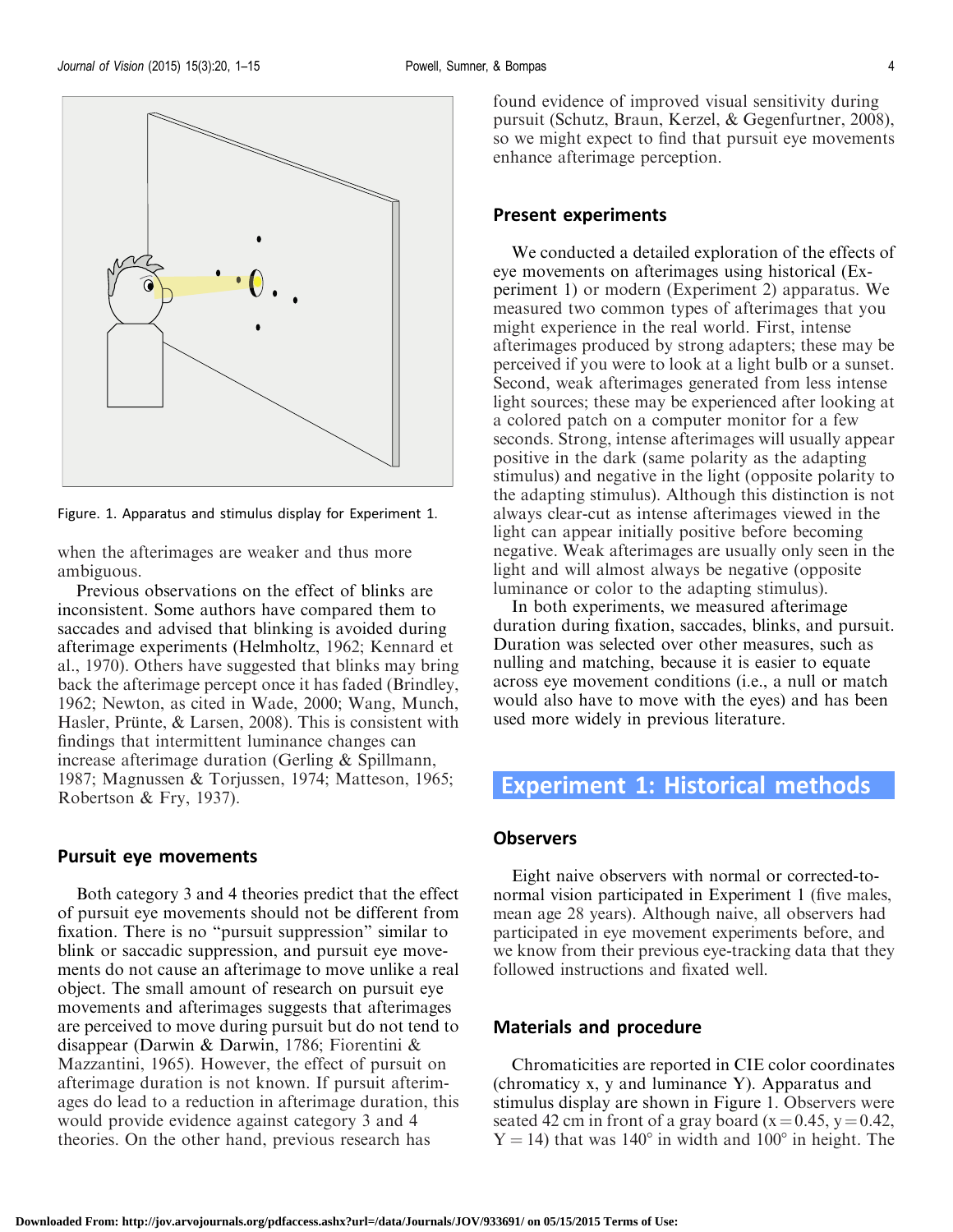Figure. 1. Apparatus and stimulus display for Experiment 1.

when the afterimages are weaker and thus more ambiguous.

Previous observations on the effect of blinks are inconsistent. Some authors have compared them to saccades and advised that blinking is avoided during afterimage experiments (Helmholtz, 1962; Kennard et al., 1970). Others have suggested that blinks may bring back the afterimage percept once it has faded (Brindley, 1962; Newton, as cited in Wade, 2000; Wang, Munch, Hasler, Prünte, & Larsen, 2008). This is consistent with findings that intermittent luminance changes can increase afterimage duration (Gerling & Spillmann, 1987; Magnussen & Torjussen, 1974; Matteson, 1965; Robertson & Fry, 1937).

### Pursuit eye movements

Both category 3 and 4 theories predict that the effect of pursuit eye movements should not be different from fixation. There is no "pursuit suppression" similar to blink or saccadic suppression, and pursuit eye movements do not cause an afterimage to move unlike a real object. The small amount of research on pursuit eye movements and afterimages suggests that afterimages are perceived to move during pursuit but do not tend to disappear (Darwin & Darwin, 1786; Fiorentini & Mazzantini, 1965). However, the effect of pursuit on afterimage duration is not known. If pursuit afterimages do lead to a reduction in afterimage duration, this would provide evidence against category 3 and 4 theories. On the other hand, previous research has found evidence of improved visual sensitivity during pursuit (Schutz, Braun, Kerzel, & Gegenfurtner, 2008), so we might expect to find that pursuit eye movements enhance afterimage perception.

### Present experiments

We conducted a detailed exploration of the effects of eye movements on afterimages using historical (Experiment 1) or modern (Experiment 2) apparatus. We measured two common types of afterimages that you might experience in the real world. First, intense afterimages produced by strong adapters; these may be perceived if you were to look at a light bulb or a sunset. Second, weak afterimages generated from less intense light sources; these may be experienced after looking at a colored patch on a computer monitor for a few seconds. Strong, intense afterimages will usually appear positive in the dark (same polarity as the adapting stimulus) and negative in the light (opposite polarity to the adapting stimulus). Although this distinction is not always clear-cut as intense afterimages viewed in the light can appear initially positive before becoming negative. Weak afterimages are usually only seen in the light and will almost always be negative (opposite luminance or color to the adapting stimulus).

In both experiments, we measured afterimage duration during fixation, saccades, blinks, and pursuit. Duration was selected over other measures, such as nulling and matching, because it is easier to equate across eye movement conditions (i.e., a null or match would also have to move with the eyes) and has been used more widely in previous literature.

## Experiment 1: Historical methods

### Observers

Eight naive observers with normal or corrected-to-normal vision participated in Experiment 1 (five males, mean age 28 years). Although naive, all observers had participated in eye movement experiments before, and we know from their previous eye-tracking data that they followed instructions and fixated well.

### Materials and procedure

Chromaticities are reported in CIE color coordinates (chromaticy x, y and luminance Y). Apparatus and stimulus display are shown in Figure 1. Observers were seated 42 cm in front of a gray board ($x = 0.45$, $y = 0.42$, $Y = 14$) that was 140° in width and 100° in height. The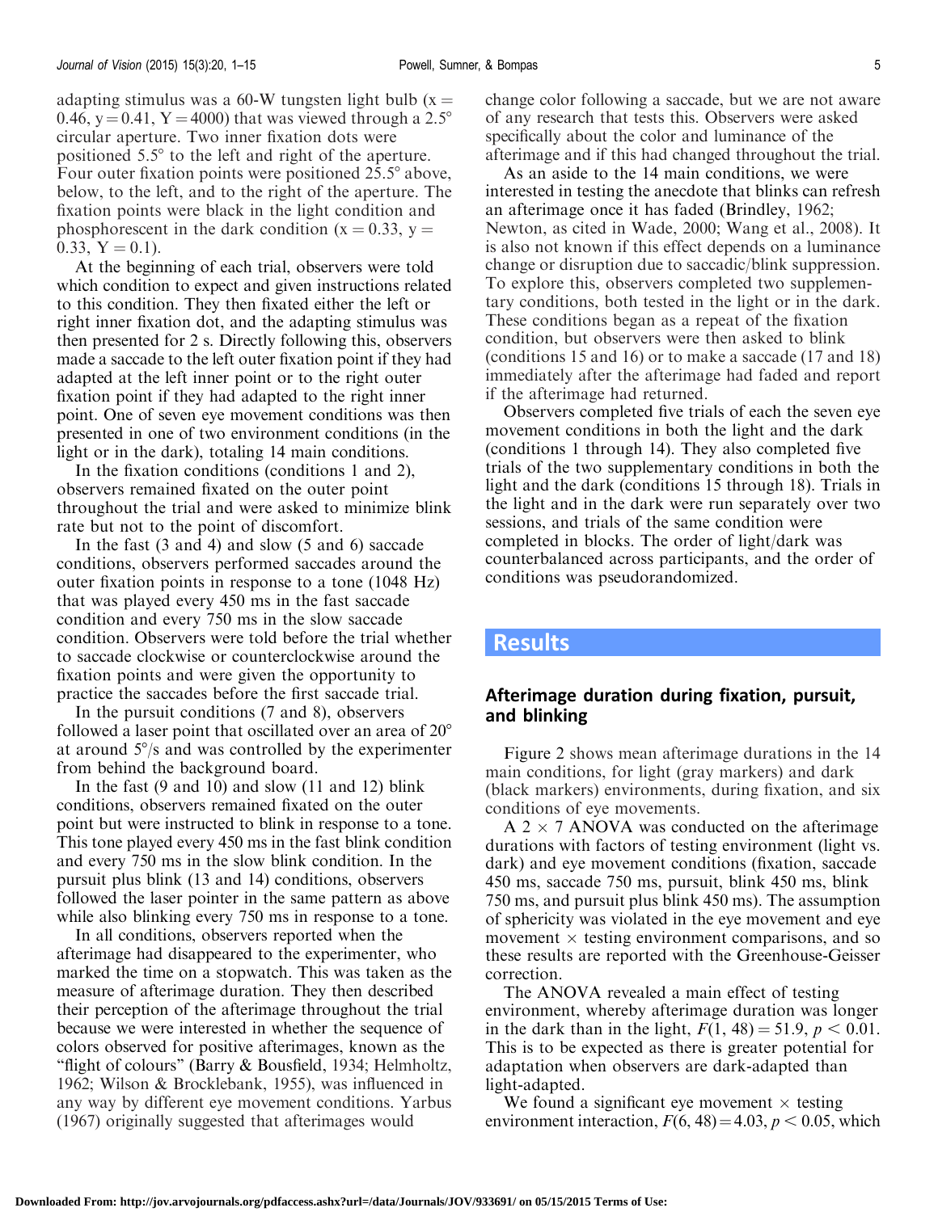adapting stimulus was a 60-W tungsten light bulb ($x = 0.46$, $y = 0.41$, $Y = 4000$) that was viewed through a 2.5° circular aperture. Two inner fixation dots were positioned 5.5° to the left and right of the aperture. Four outer fixation points were positioned 25.5° above, below, to the left, and to the right of the aperture. The fixation points were black in the light condition and phosphorescent in the dark condition ($x = 0.33$, $y = 0.33$, $Y = 0.1$).

At the beginning of each trial, observers were told which condition to expect and given instructions related to this condition. They then fixated either the left or right inner fixation dot, and the adapting stimulus was then presented for 2 s. Directly following this, observers made a saccade to the left outer fixation point if they had adapted at the left inner point or to the right outer fixation point if they had adapted to the right inner point. One of seven eye movement conditions was then presented in one of two environment conditions (in the light or in the dark), totaling 14 main conditions.

In the fixation conditions (conditions 1 and 2), observers remained fixated on the outer point throughout the trial and were asked to minimize blink rate but not to the point of discomfort.

In the fast (3 and 4) and slow (5 and 6) saccade conditions, observers performed saccades around the outer fixation points in response to a tone (1048 Hz) that was played every 450 ms in the fast saccade condition and every 750 ms in the slow saccade condition. Observers were told before the trial whether to saccade clockwise or counterclockwise around the fixation points and were given the opportunity to practice the saccades before the first saccade trial.

In the pursuit conditions (7 and 8), observers followed a laser point that oscillated over an area of 20° at around 5°/s and was controlled by the experimenter from behind the background board.

In the fast (9 and 10) and slow (11 and 12) blink conditions, observers remained fixated on the outer point but were instructed to blink in response to a tone. This tone played every 450 ms in the fast blink condition and every 750 ms in the slow blink condition. In the pursuit plus blink (13 and 14) conditions, observers followed the laser pointer in the same pattern as above while also blinking every 750 ms in response to a tone.

In all conditions, observers reported when the afterimage had disappeared to the experimenter, who marked the time on a stopwatch. This was taken as the measure of afterimage duration. They then described their perception of the afterimage throughout the trial because we were interested in whether the sequence of colors observed for positive afterimages, known as the "flight of colours" (Barry & Bousfield, 1934; Helmholtz, 1962; Wilson & Brocklebank, 1955), was influenced in any way by different eye movement conditions. Yarbus (1967) originally suggested that afterimages would change color following a saccade, but we are not aware of any research that tests this. Observers were asked specifically about the color and luminance of the afterimage and if this had changed throughout the trial.

As an aside to the 14 main conditions, we were interested in testing the anecdote that blinks can refresh an afterimage once it has faded (Brindley, 1962; Newton, as cited in Wade, 2000; Wang et al., 2008). It is also not known if this effect depends on a luminance change or disruption due to saccadic/blink suppression. To explore this, observers completed two supplementary conditions, both tested in the light or in the dark. These conditions began as a repeat of the fixation condition, but observers were then asked to blink (conditions 15 and 16) or to make a saccade (17 and 18) immediately after the afterimage had faded and report if the afterimage had returned.

Observers completed five trials of each the seven eye movement conditions in both the light and the dark (conditions 1 through 14). They also completed five trials of the two supplementary conditions in both the light and the dark (conditions 15 through 18). Trials in the light and in the dark were run separately over two sessions, and trials of the same condition were completed in blocks. The order of light/dark was counterbalanced across participants, and the order of conditions was pseudorandomized.

# Results

## Afterimage duration during fixation, pursuit, and blinking

Figure 2 shows mean afterimage durations in the 14 main conditions, for light (gray markers) and dark (black markers) environments, during fixation, and six conditions of eye movements.

A $2 \times 7$ ANOVA was conducted on the afterimage durations with factors of testing environment (light vs. dark) and eye movement conditions (fixation, saccade 450 ms, saccade 750 ms, pursuit, blink 450 ms, blink 750 ms, and pursuit plus blink 450 ms). The assumption of sphericity was violated in the eye movement and eye movement × testing environment comparisons, and so these results are reported with the Greenhouse-Geisser correction.

The ANOVA revealed a main effect of testing environment, whereby afterimage duration was longer in the dark than in the light, $F(1, 48) = 51.9$, $p < 0.01$. This is to be expected as there is greater potential for adaptation when observers are dark-adapted than light-adapted.

We found a significant eye movement × testing environment interaction, $F(6, 48) = 4.03$, $p < 0.05$, which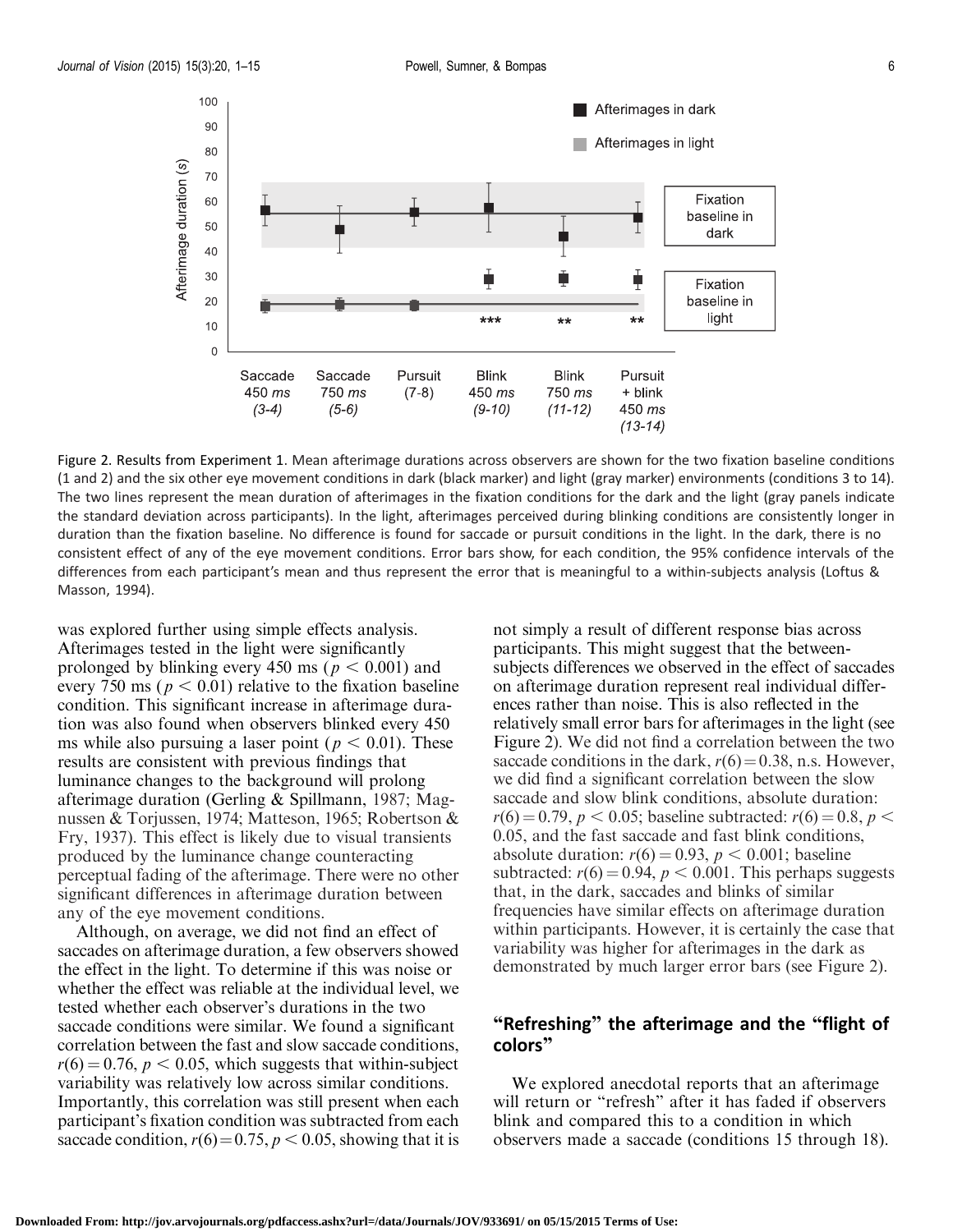Figure 2. Results from Experiment 1. Mean afterimage durations across observers are shown for the two fixation baseline conditions (1 and 2) and the six other eye movement conditions in dark (black marker) and light (gray marker) environments (conditions 3 to 14). The two lines represent the mean duration of afterimages in the fixation conditions for the dark and the light (gray panels indicate the standard deviation across participants). In the light, afterimages perceived during blinking conditions are consistently longer in duration than the fixation baseline. No difference is found for saccade or pursuit conditions in the light. In the dark, there is no consistent effect of any of the eye movement conditions. Error bars show, for each condition, the 95% confidence intervals of the differences from each participant's mean and thus represent the error that is meaningful to a within-subjects analysis (Loftus & Masson, 1994).

was explored further using simple effects analysis. Afterimages tested in the light were significantly prolonged by blinking every 450 ms ($p < 0.001$) and every 750 ms ($p < 0.01$) relative to the fixation baseline condition. This significant increase in afterimage duration was also found when observers blinked every 450 ms while also pursuing a laser point ($p < 0.01$). These results are consistent with previous findings that luminance changes to the background will prolong afterimage duration (Gerling & Spillmann, 1987; Magnussen & Torjussen, 1974; Matteson, 1965; Robertson & Fry, 1937). This effect is likely due to visual transients produced by the luminance change counteracting perceptual fading of the afterimage. There were no other significant differences in afterimage duration between any of the eye movement conditions.

Although, on average, we did not find an effect of saccades on afterimage duration, a few observers showed the effect in the light. To determine if this was noise or whether the effect was reliable at the individual level, we tested whether each observer's durations in the two saccade conditions were similar. We found a significant correlation between the fast and slow saccade conditions, $r(6) = 0.76$, $p < 0.05$, which suggests that within-subject variability was relatively low across similar conditions. Importantly, this correlation was still present when each participant's fixation condition was subtracted from each saccade condition, $r(6) = 0.75$, $p < 0.05$, showing that it is not simply a result of different response bias across participants. This might suggest that the between-subjects differences we observed in the effect of saccades on afterimage duration represent real individual differences rather than noise. This is also reflected in the relatively small error bars for afterimages in the light (see Figure 2). We did not find a correlation between the two saccade conditions in the dark, $r(6) = 0.38$, n.s. However, we did find a significant correlation between the slow saccade and slow blink conditions, absolute duration: $r(6) = 0.79$, $p < 0.05$; baseline subtracted: $r(6) = 0.8$, $p < 0.05$, and the fast saccade and fast blink conditions, absolute duration: $r(6) = 0.93$, $p < 0.001$; baseline subtracted: $r(6) = 0.94$, $p < 0.001$. This perhaps suggests that, in the dark, saccades and blinks of similar frequencies have similar effects on afterimage duration within participants. However, it is certainly the case that variability was higher for afterimages in the dark as demonstrated by much larger error bars (see Figure 2).

## "Refreshing" the afterimage and the "flight of colors"

We explored anecdotal reports that an afterimage will return or "refresh" after it has faded if observers blink and compared this to a condition in which observers made a saccade (conditions 15 through 18).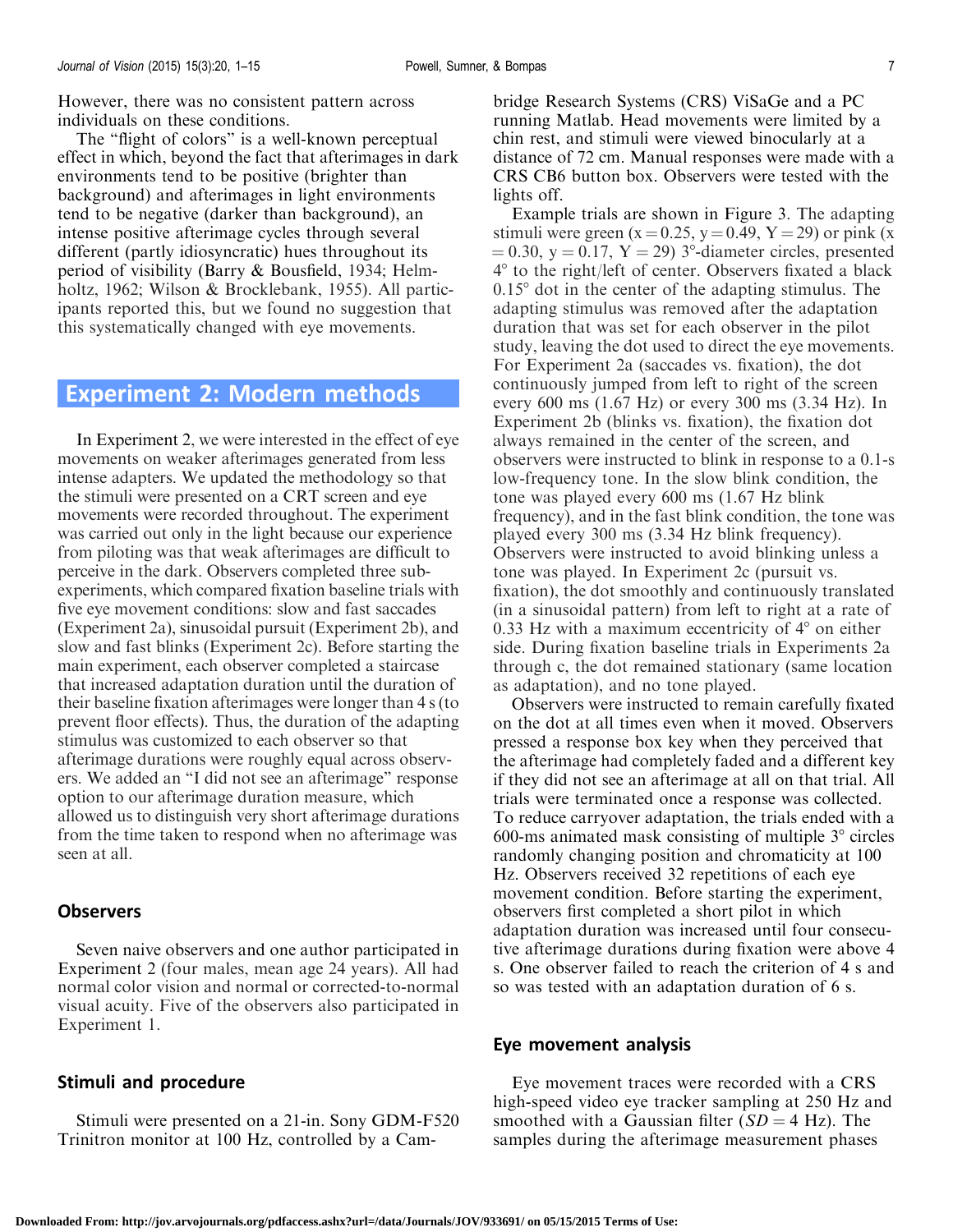However, there was no consistent pattern across individuals on these conditions.

The "flight of colors" is a well-known perceptual effect in which, beyond the fact that afterimages in dark environments tend to be positive (brighter than background) and afterimages in light environments tend to be negative (darker than background), an intense positive afterimage cycles through several different (partly idiosyncratic) hues throughout its period of visibility (Barry & Bousfield, 1934; Helmholtz, 1962; Wilson & Brocklebank, 1955). All participants reported this, but we found no suggestion that this systematically changed with eye movements.

# Experiment 2: Modern methods

In Experiment 2, we were interested in the effect of eye movements on weaker afterimages generated from less intense adapters. We updated the methodology so that the stimuli were presented on a CRT screen and eye movements were recorded throughout. The experiment was carried out only in the light because our experience from piloting was that weak afterimages are difficult to perceive in the dark. Observers completed three subexperiments, which compared fixation baseline trials with five eye movement conditions: slow and fast saccades (Experiment 2a), sinusoidal pursuit (Experiment 2b), and slow and fast blinks (Experiment 2c). Before starting the main experiment, each observer completed a staircase that increased adaptation duration until the duration of their baseline fixation afterimages were longer than 4 s (to prevent floor effects). Thus, the duration of the adapting stimulus was customized to each observer so that afterimage durations were roughly equal across observers. We added an "I did not see an afterimage" response option to our afterimage duration measure, which allowed us to distinguish very short afterimage durations from the time taken to respond when no afterimage was seen at all.

## Observers

Seven naive observers and one author participated in Experiment 2 (four males, mean age 24 years). All had normal color vision and normal or corrected-to-normal visual acuity. Five of the observers also participated in Experiment 1.

## Stimuli and procedure

Stimuli were presented on a 21-in. Sony GDM-F520 Trinitron monitor at 100 Hz, controlled by a Cambridge Research Systems (CRS) ViSaGe and a PC running Matlab. Head movements were limited by a chin rest, and stimuli were viewed binocularly at a distance of 72 cm. Manual responses were made with a CRS CB6 button box. Observers were tested with the lights off.

Example trials are shown in Figure 3. The adapting stimuli were green ($x = 0.25$, $y = 0.49$, $Y = 29$) or pink ($x = 0.30$, $y = 0.17$, $Y = 29$) 3°-diameter circles, presented 4° to the right/left of center. Observers fixated a black 0.15° dot in the center of the adapting stimulus. The adapting stimulus was removed after the adaptation duration that was set for each observer in the pilot study, leaving the dot used to direct the eye movements. For Experiment 2a (saccades vs. fixation), the dot continuously jumped from left to right of the screen every 600 ms (1.67 Hz) or every 300 ms (3.34 Hz). In Experiment 2b (blinks vs. fixation), the fixation dot always remained in the center of the screen, and observers were instructed to blink in response to a 0.1-s low-frequency tone. In the slow blink condition, the tone was played every 600 ms (1.67 Hz blink frequency), and in the fast blink condition, the tone was played every 300 ms (3.34 Hz blink frequency). Observers were instructed to avoid blinking unless a tone was played. In Experiment 2c (pursuit vs. fixation), the dot smoothly and continuously translated (in a sinusoidal pattern) from left to right at a rate of 0.33 Hz with a maximum eccentricity of 4° on either side. During fixation baseline trials in Experiments 2a through c, the dot remained stationary (same location as adaptation), and no tone played.

Observers were instructed to remain carefully fixated on the dot at all times even when it moved. Observers pressed a response box key when they perceived that the afterimage had completely faded and a different key if they did not see an afterimage at all on that trial. All trials were terminated once a response was collected. To reduce carryover adaptation, the trials ended with a 600-ms animated mask consisting of multiple 3° circles randomly changing position and chromaticity at 100 Hz. Observers received 32 repetitions of each eye movement condition. Before starting the experiment, observers first completed a short pilot in which adaptation duration was increased until four consecutive afterimage durations during fixation were above 4 s. One observer failed to reach the criterion of 4 s and so was tested with an adaptation duration of 6 s.

## Eye movement analysis

Eye movement traces were recorded with a CRS high-speed video eye tracker sampling at 250 Hz and smoothed with a Gaussian filter ($SD = 4$ Hz). The samples during the afterimage measurement phases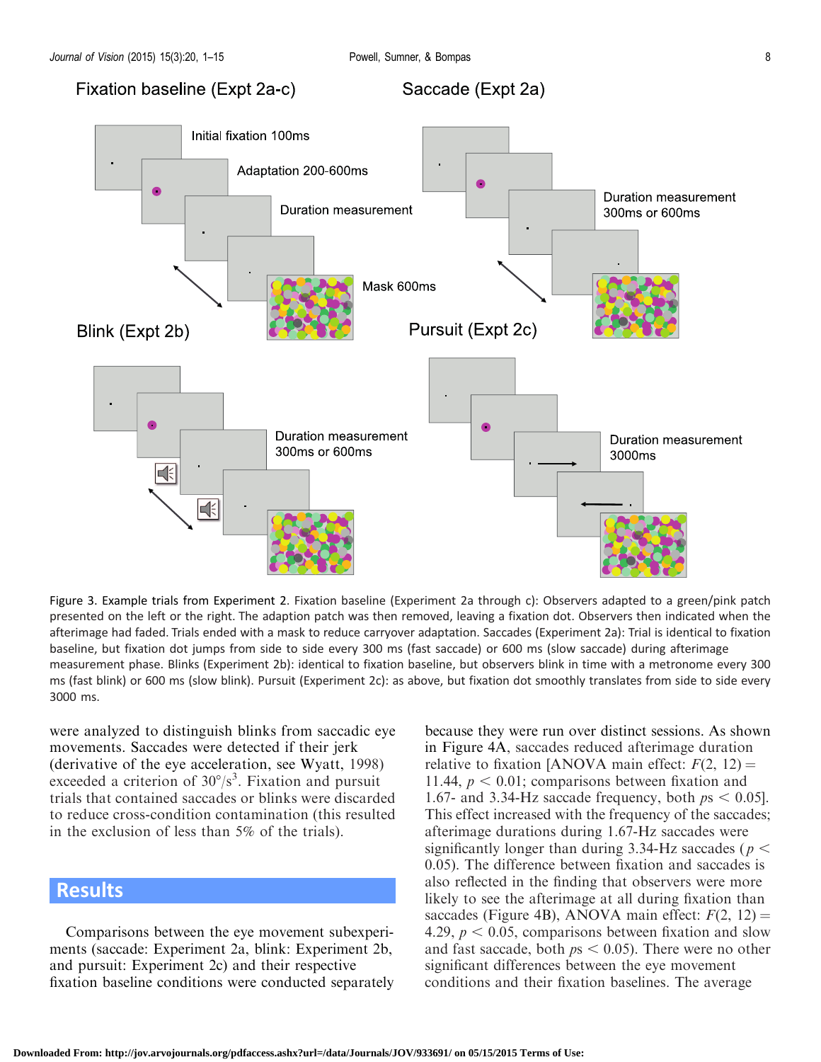Figure 3. Example trials from Experiment 2. Fixation baseline (Experiment 2a through c): Observers adapted to a green/pink patch presented on the left or the right. The adaption patch was then removed, leaving a fixation dot. Observers then indicated when the afterimage had faded. Trials ended with a mask to reduce carryover adaptation. Saccades (Experiment 2a): Trial is identical to fixation baseline, but fixation dot jumps from side to side every 300 ms (fast saccade) or 600 ms (slow saccade) during afterimage measurement phase. Blinks (Experiment 2b): identical to fixation baseline, but observers blink in time with a metronome every 300 ms (fast blink) or 600 ms (slow blink). Pursuit (Experiment 2c): as above, but fixation dot smoothly translates from side to side every 3000 ms.

were analyzed to distinguish blinks from saccadic eye movements. Saccades were detected if their jerk (derivative of the eye acceleration, see Wyatt, 1998) exceeded a criterion of $30°/s^3$. Fixation and pursuit trials that contained saccades or blinks were discarded to reduce cross-condition contamination (this resulted in the exclusion of less than 5% of the trials).

## Results

Comparisons between the eye movement subexperiments (saccade: Experiment 2a, blink: Experiment 2b, and pursuit: Experiment 2c) and their respective fixation baseline conditions were conducted separately because they were run over distinct sessions. As shown in Figure 4A, saccades reduced afterimage duration relative to fixation [ANOVA main effect: $F(2, 12) = 11.44$, $p < 0.01$; comparisons between fixation and 1.67- and 3.34-Hz saccade frequency, both $ps < 0.05$]. This effect increased with the frequency of the saccades; afterimage durations during 1.67-Hz saccades were significantly longer than during 3.34-Hz saccades ($p < 0.05$). The difference between fixation and saccades is also reflected in the finding that observers were more likely to see the afterimage at all during fixation than saccades (Figure 4B), ANOVA main effect: $F(2, 12) = 4.29$, $p < 0.05$, comparisons between fixation and slow and fast saccade, both $ps < 0.05$). There were no other significant differences between the eye movement conditions and their fixation baselines. The average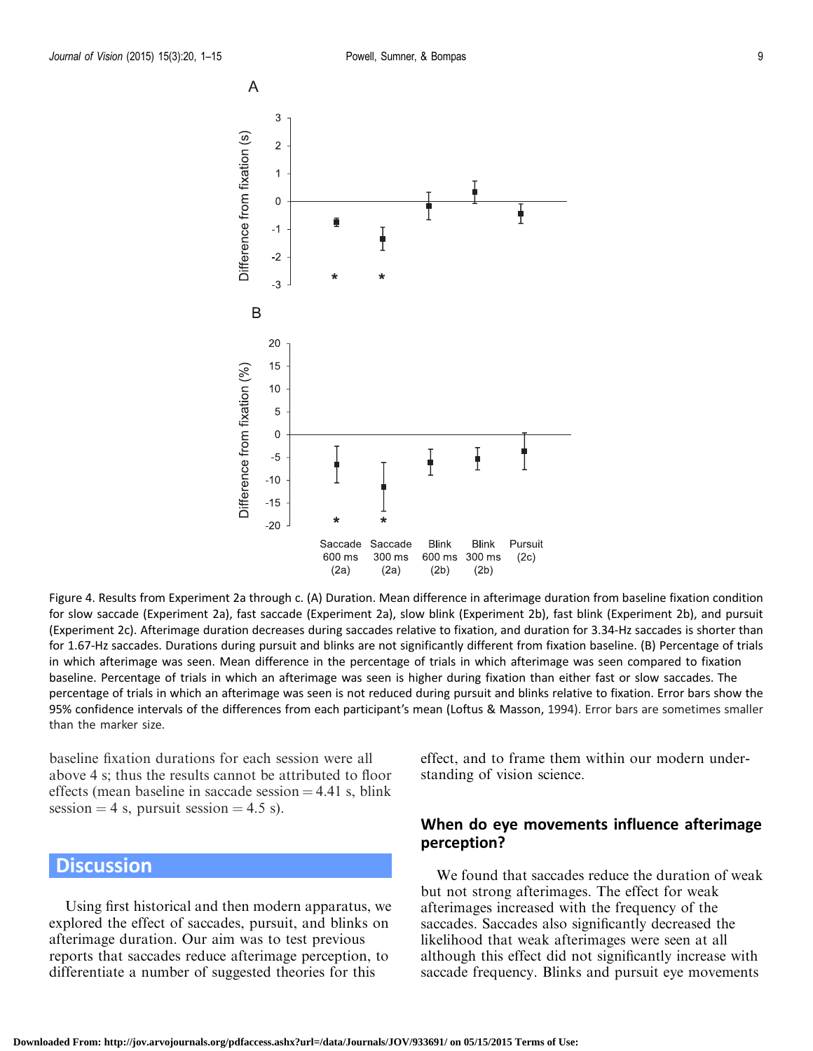Figure 4. Results from Experiment 2a through c. (A) Duration. Mean difference in afterimage duration from baseline fixation condition for slow saccade (Experiment 2a), fast saccade (Experiment 2a), slow blink (Experiment 2b), fast blink (Experiment 2b), and pursuit (Experiment 2c). Afterimage duration decreases during saccades relative to fixation, and duration for 3.34-Hz saccades is shorter than for 1.67-Hz saccades. Durations during pursuit and blinks are not significantly different from fixation baseline. (B) Percentage of trials in which afterimage was seen. Mean difference in the percentage of trials in which afterimage was seen compared to fixation baseline. Percentage of trials in which an afterimage was seen is higher during fixation than either fast or slow saccades. The percentage of trials in which an afterimage was seen is not reduced during pursuit and blinks relative to fixation. Error bars show the 95% confidence intervals of the differences from each participant's mean (Loftus & Masson, 1994). Error bars are sometimes smaller than the marker size.

baseline fixation durations for each session were all above 4 s; thus the results cannot be attributed to floor effects (mean baseline in saccade session = 4.41 s, blink session = 4 s, pursuit session = 4.5 s).

## Discussion

Using first historical and then modern apparatus, we explored the effect of saccades, pursuit, and blinks on afterimage duration. Our aim was to test previous reports that saccades reduce afterimage perception, to differentiate a number of suggested theories for this effect, and to frame them within our modern understanding of vision science.

### When do eye movements influence afterimage perception?

We found that saccades reduce the duration of weak but not strong afterimages. The effect for weak afterimages increased with the frequency of the saccades. Saccades also significantly decreased the likelihood that weak afterimages were seen at all although this effect did not significantly increase with saccade frequency. Blinks and pursuit eye movements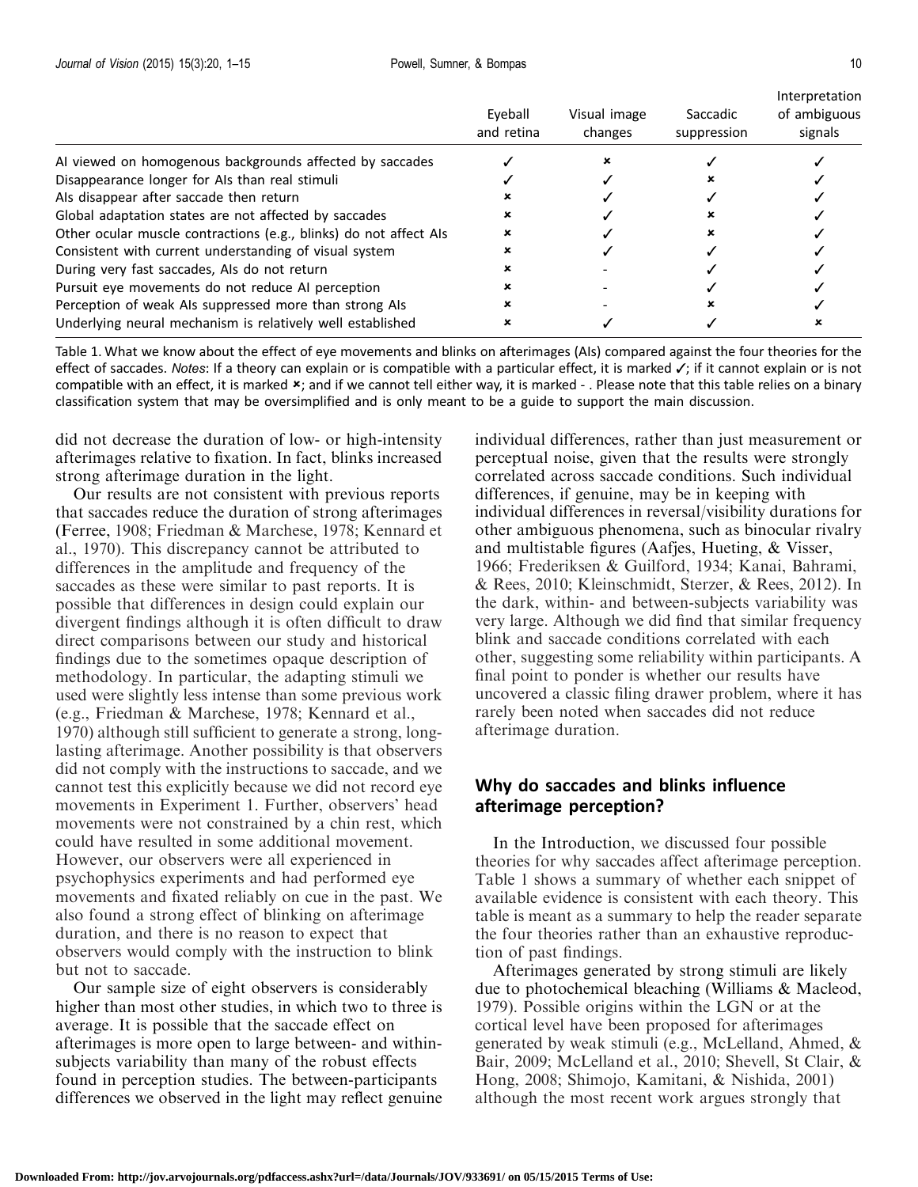| | Eyeball and retina | Visual image changes | Saccadic suppression | Interpretation of ambiguous signals |
|---|---|---|---|---|
| AI viewed on homogenous backgrounds affected by saccades | ✓ | × | ✓ | ✓ |
| Disappearance longer for AIs than real stimuli | ✓ | ✓ | × | ✓ |
| AIs disappear after saccade then return | × | ✓ | ✓ | ✓ |
| Global adaptation states are not affected by saccades | × | ✓ | × | ✓ |
| Other ocular muscle contractions (e.g., blinks) do not affect AIs | × | ✓ | × | ✓ |
| Consistent with current understanding of visual system | × | ✓ | ✓ | ✓ |
| During very fast saccades, AIs do not return | × | - | ✓ | ✓ |
| Pursuit eye movements do not reduce AI perception | × | - | ✓ | ✓ |
| Perception of weak AIs suppressed more than strong AIs | × | - | × | ✓ |
| Underlying neural mechanism is relatively well established | × | ✓ | ✓ | × |

Table 1. What we know about the effect of eye movements and blinks on afterimages (AIs) compared against the four theories for the effect of saccades. *Notes*: If a theory can explain or is compatible with a particular effect, it is marked ✓; if it cannot explain or is not compatible with an effect, it is marked ×; and if we cannot tell either way, it is marked - . Please note that this table relies on a binary classification system that may be oversimplified and is only meant to be a guide to support the main discussion.

did not decrease the duration of low- or high-intensity afterimages relative to fixation. In fact, blinks increased strong afterimage duration in the light.

Our results are not consistent with previous reports that saccades reduce the duration of strong afterimages (Ferree, 1908; Friedman & Marchese, 1978; Kennard et al., 1970). This discrepancy cannot be attributed to differences in the amplitude and frequency of the saccades as these were similar to past reports. It is possible that differences in design could explain our divergent findings although it is often difficult to draw direct comparisons between our study and historical findings due to the sometimes opaque description of methodology. In particular, the adapting stimuli we used were slightly less intense than some previous work (e.g., Friedman & Marchese, 1978; Kennard et al., 1970) although still sufficient to generate a strong, long-lasting afterimage. Another possibility is that observers did not comply with the instructions to saccade, and we cannot test this explicitly because we did not record eye movements in Experiment 1. Further, observers' head movements were not constrained by a chin rest, which could have resulted in some additional movement. However, our observers were all experienced in psychophysics experiments and had performed eye movements and fixated reliably on cue in the past. We also found a strong effect of blinking on afterimage duration, and there is no reason to expect that observers would comply with the instruction to blink but not to saccade.

Our sample size of eight observers is considerably higher than most other studies, in which two to three is average. It is possible that the saccade effect on afterimages is more open to large between- and within-subjects variability than many of the robust effects found in perception studies. The between-participants differences we observed in the light may reflect genuine individual differences, rather than just measurement or perceptual noise, given that the results were strongly correlated across saccade conditions. Such individual differences, if genuine, may be in keeping with individual differences in reversal/visibility durations for other ambiguous phenomena, such as binocular rivalry and multistable figures (Aafjes, Hueting, & Visser, 1966; Frederiksen & Guilford, 1934; Kanai, Bahrami, & Rees, 2010; Kleinschmidt, Sterzer, & Rees, 2012). In the dark, within- and between-subjects variability was very large. Although we did find that similar frequency blink and saccade conditions correlated with each other, suggesting some reliability within participants. A final point to ponder is whether our results have uncovered a classic filing drawer problem, where it has rarely been noted when saccades did not reduce afterimage duration.

## Why do saccades and blinks influence afterimage perception?

In the Introduction, we discussed four possible theories for why saccades affect afterimage perception. Table 1 shows a summary of whether each snippet of available evidence is consistent with each theory. This table is meant as a summary to help the reader separate the four theories rather than an exhaustive reproduction of past findings.

Afterimages generated by strong stimuli are likely due to photochemical bleaching (Williams & Macleod, 1979). Possible origins within the LGN or at the cortical level have been proposed for afterimages generated by weak stimuli (e.g., McLelland, Ahmed, & Bair, 2009; McLelland et al., 2010; Shevell, St Clair, & Hong, 2008; Shimojo, Kamitani, & Nishida, 2001) although the most recent work argues strongly that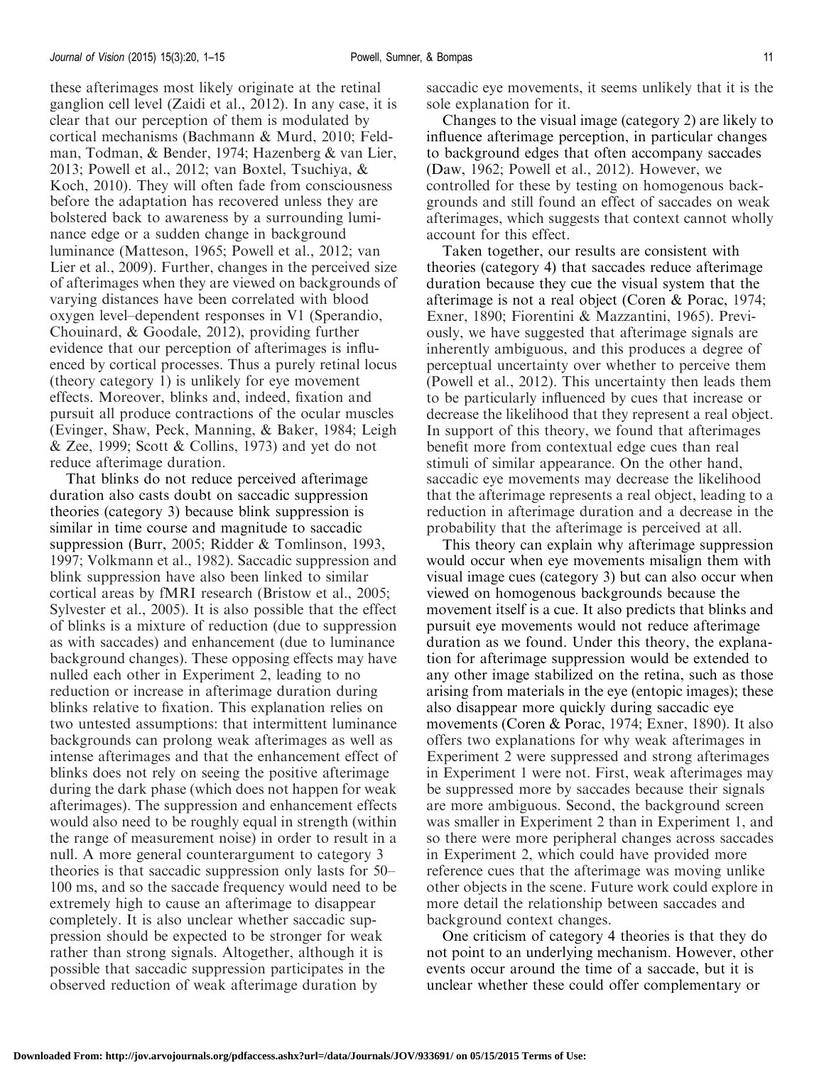these afterimages most likely originate at the retinal ganglion cell level (Zaidi et al., 2012). In any case, it is clear that our perception of them is modulated by cortical mechanisms (Bachmann & Murd, 2010; Feldman, Todman, & Bender, 1974; Hazenberg & van Lier, 2013; Powell et al., 2012; van Boxtel, Tsuchiya, & Koch, 2010). They will often fade from consciousness before the adaptation has recovered unless they are bolstered back to awareness by a surrounding luminance edge or a sudden change in background luminance (Matteson, 1965; Powell et al., 2012; van Lier et al., 2009). Further, changes in the perceived size of afterimages when they are viewed on backgrounds of varying distances have been correlated with blood oxygen level–dependent responses in V1 (Sperandio, Chouinard, & Goodale, 2012), providing further evidence that our perception of afterimages is influenced by cortical processes. Thus a purely retinal locus (theory category 1) is unlikely for eye movement effects. Moreover, blinks and, indeed, fixation and pursuit all produce contractions of the ocular muscles (Evinger, Shaw, Peck, Manning, & Baker, 1984; Leigh & Zee, 1999; Scott & Collins, 1973) and yet do not reduce afterimage duration.

That blinks do not reduce perceived afterimage duration also casts doubt on saccadic suppression theories (category 3) because blink suppression is similar in time course and magnitude to saccadic suppression (Burr, 2005; Ridder & Tomlinson, 1993, 1997; Volkmann et al., 1982). Saccadic suppression and blink suppression have also been linked to similar cortical areas by fMRI research (Bristow et al., 2005; Sylvester et al., 2005). It is also possible that the effect of blinks is a mixture of reduction (due to suppression as with saccades) and enhancement (due to luminance background changes). These opposing effects may have nulled each other in Experiment 2, leading to no reduction or increase in afterimage duration during blinks relative to fixation. This explanation relies on two untested assumptions: that intermittent luminance backgrounds can prolong weak afterimages as well as intense afterimages and that the enhancement effect of blinks does not rely on seeing the positive afterimage during the dark phase (which does not happen for weak afterimages). The suppression and enhancement effects would also need to be roughly equal in strength (within the range of measurement noise) in order to result in a null. A more general counterargument to category 3 theories is that saccadic suppression only lasts for 50–100 ms, and so the saccade frequency would need to be extremely high to cause an afterimage to disappear completely. It is also unclear whether saccadic suppression should be expected to be stronger for weak rather than strong signals. Altogether, although it is possible that saccadic suppression participates in the observed reduction of weak afterimage duration by saccadic eye movements, it seems unlikely that it is the sole explanation for it.

Changes to the visual image (category 2) are likely to influence afterimage perception, in particular changes to background edges that often accompany saccades (Daw, 1962; Powell et al., 2012). However, we controlled for these by testing on homogenous backgrounds and still found an effect of saccades on weak afterimages, which suggests that context cannot wholly account for this effect.

Taken together, our results are consistent with theories (category 4) that saccades reduce afterimage duration because they cue the visual system that the afterimage is not a real object (Coren & Porac, 1974; Exner, 1890; Fiorentini & Mazzantini, 1965). Previously, we have suggested that afterimage signals are inherently ambiguous, and this produces a degree of perceptual uncertainty over whether to perceive them (Powell et al., 2012). This uncertainty then leads them to be particularly influenced by cues that increase or decrease the likelihood that they represent a real object. In support of this theory, we found that afterimages benefit more from contextual edge cues than real stimuli of similar appearance. On the other hand, saccadic eye movements may decrease the likelihood that the afterimage represents a real object, leading to a reduction in afterimage duration and a decrease in the probability that the afterimage is perceived at all.

This theory can explain why afterimage suppression would occur when eye movements misalign them with visual image cues (category 3) but can also occur when viewed on homogenous backgrounds because the movement itself is a cue. It also predicts that blinks and pursuit eye movements would not reduce afterimage duration as we found. Under this theory, the explanation for afterimage suppression would be extended to any other image stabilized on the retina, such as those arising from materials in the eye (entopic images); these also disappear more quickly during saccadic eye movements (Coren & Porac, 1974; Exner, 1890). It also offers two explanations for why weak afterimages in Experiment 2 were suppressed and strong afterimages in Experiment 1 were not. First, weak afterimages may be suppressed more by saccades because their signals are more ambiguous. Second, the background screen was smaller in Experiment 2 than in Experiment 1, and so there were more peripheral changes across saccades in Experiment 2, which could have provided more reference cues that the afterimage was moving unlike other objects in the scene. Future work could explore in more detail the relationship between saccades and background context changes.

One criticism of category 4 theories is that they do not point to an underlying mechanism. However, other events occur around the time of a saccade, but it is unclear whether these could offer complementary or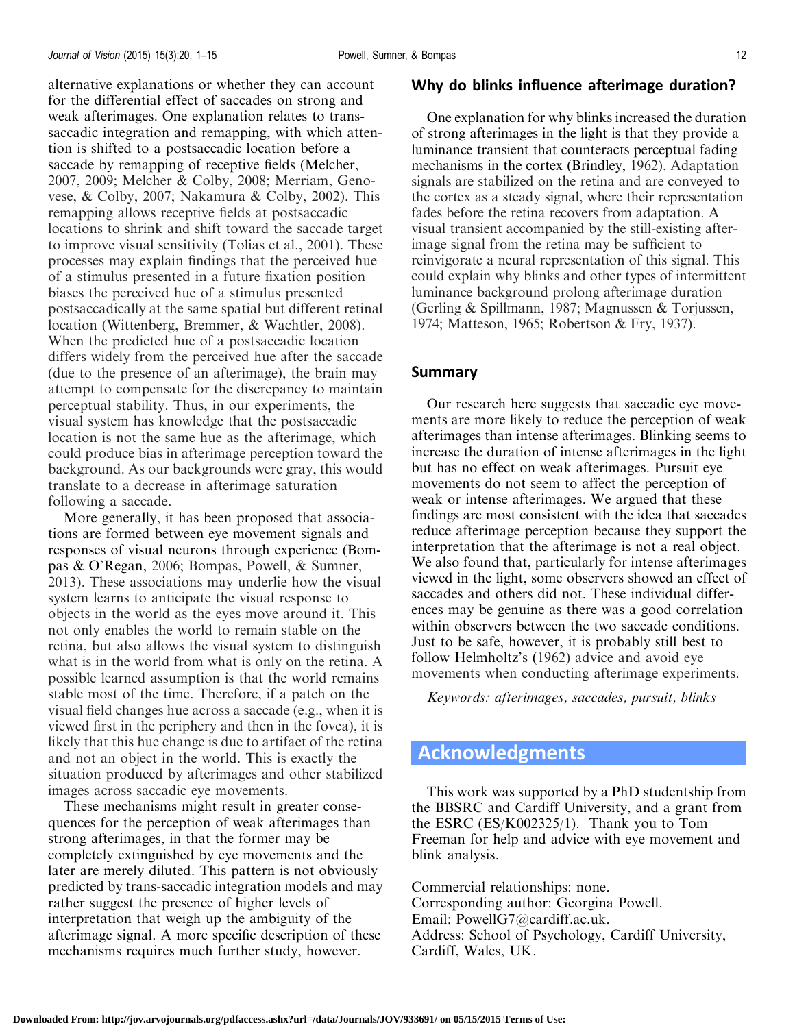alternative explanations or whether they can account for the differential effect of saccades on strong and weak afterimages. One explanation relates to trans-saccadic integration and remapping, with which attention is shifted to a postsaccadic location before a saccade by remapping of receptive fields (Melcher, 2007, 2009; Melcher & Colby, 2008; Merriam, Genovese, & Colby, 2007; Nakamura & Colby, 2002). This remapping allows receptive fields at postsaccadic locations to shrink and shift toward the saccade target to improve visual sensitivity (Tolias et al., 2001). These processes may explain findings that the perceived hue of a stimulus presented in a future fixation position biases the perceived hue of a stimulus presented postsaccadically at the same spatial but different retinal location (Wittenberg, Bremmer, & Wachtler, 2008). When the predicted hue of a postsaccadic location differs widely from the perceived hue after the saccade (due to the presence of an afterimage), the brain may attempt to compensate for the discrepancy to maintain perceptual stability. Thus, in our experiments, the visual system has knowledge that the postsaccadic location is not the same hue as the afterimage, which could produce bias in afterimage perception toward the background. As our backgrounds were gray, this would translate to a decrease in afterimage saturation following a saccade.

More generally, it has been proposed that associations are formed between eye movement signals and responses of visual neurons through experience (Bompas & O'Regan, 2006; Bompas, Powell, & Sumner, 2013). These associations may underlie how the visual system learns to anticipate the visual response to objects in the world as the eyes move around it. This not only enables the world to remain stable on the retina, but also allows the visual system to distinguish what is in the world from what is only on the retina. A possible learned assumption is that the world remains stable most of the time. Therefore, if a patch on the visual field changes hue across a saccade (e.g., when it is viewed first in the periphery and then in the fovea), it is likely that this hue change is due to artifact of the retina and not an object in the world. This is exactly the situation produced by afterimages and other stabilized images across saccadic eye movements.

These mechanisms might result in greater consequences for the perception of weak afterimages than strong afterimages, in that the former may be completely extinguished by eye movements and the later are merely diluted. This pattern is not obviously predicted by trans-saccadic integration models and may rather suggest the presence of higher levels of interpretation that weigh up the ambiguity of the afterimage signal. A more specific description of these mechanisms requires much further study, however.

### Why do blinks influence afterimage duration?

One explanation for why blinks increased the duration of strong afterimages in the light is that they provide a luminance transient that counteracts perceptual fading mechanisms in the cortex (Brindley, 1962). Adaptation signals are stabilized on the retina and are conveyed to the cortex as a steady signal, where their representation fades before the retina recovers from adaptation. A visual transient accompanied by the still-existing afterimage signal from the retina may be sufficient to reinvigorate a neural representation of this signal. This could explain why blinks and other types of intermittent luminance background prolong afterimage duration (Gerling & Spillmann, 1987; Magnussen & Torjussen, 1974; Matteson, 1965; Robertson & Fry, 1937).

### Summary

Our research here suggests that saccadic eye movements are more likely to reduce the perception of weak afterimages than intense afterimages. Blinking seems to increase the duration of intense afterimages in the light but has no effect on weak afterimages. Pursuit eye movements do not seem to affect the perception of weak or intense afterimages. We argued that these findings are most consistent with the idea that saccades reduce afterimage perception because they support the interpretation that the afterimage is not a real object. We also found that, particularly for intense afterimages viewed in the light, some observers showed an effect of saccades and others did not. These individual differences may be genuine as there was a good correlation within observers between the two saccade conditions. Just to be safe, however, it is probably still best to follow Helmholtz's (1962) advice and avoid eye movements when conducting afterimage experiments.

*Keywords: afterimages, saccades, pursuit, blinks*

## Acknowledgments

This work was supported by a PhD studentship from the BBSRC and Cardiff University, and a grant from the ESRC (ES/K002325/1). Thank you to Tom Freeman for help and advice with eye movement and blink analysis.

Commercial relationships: none.
Corresponding author: Georgina Powell.
Email: PowellG7@cardiff.ac.uk.
Address: School of Psychology, Cardiff University, Cardiff, Wales, UK.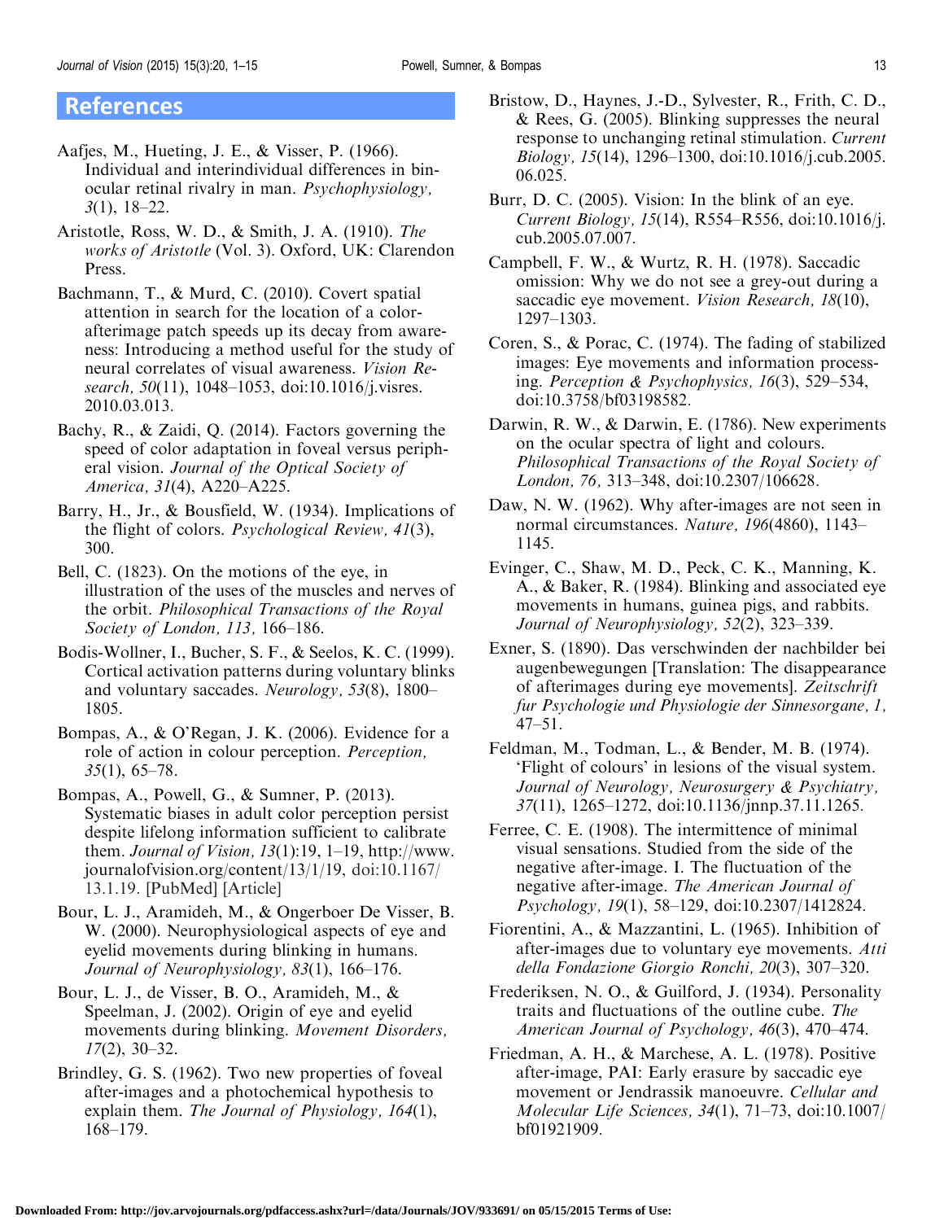## References

Aafjes, M., Hueting, J. E., & Visser, P. (1966). Individual and interindividual differences in binocular retinal rivalry in man. *Psychophysiology, 3*(1), 18–22.

Aristotle, Ross, W. D., & Smith, J. A. (1910). *The works of Aristotle* (Vol. 3). Oxford, UK: Clarendon Press.

Bachmann, T., & Murd, C. (2010). Covert spatial attention in search for the location of a color-afterimage patch speeds up its decay from awareness: Introducing a method useful for the study of neural correlates of visual awareness. *Vision Research, 50*(11), 1048–1053, doi:10.1016/j.visres.2010.03.013.

Bachy, R., & Zaidi, Q. (2014). Factors governing the speed of color adaptation in foveal versus peripheral vision. *Journal of the Optical Society of America, 31*(4), A220–A225.

Barry, H., Jr., & Bousfield, W. (1934). Implications of the flight of colors. *Psychological Review, 41*(3), 300.

Bell, C. (1823). On the motions of the eye, in illustration of the uses of the muscles and nerves of the orbit. *Philosophical Transactions of the Royal Society of London, 113,* 166–186.

Bodis-Wollner, I., Bucher, S. F., & Seelos, K. C. (1999). Cortical activation patterns during voluntary blinks and voluntary saccades. *Neurology, 53*(8), 1800–1805.

Bompas, A., & O'Regan, J. K. (2006). Evidence for a role of action in colour perception. *Perception, 35*(1), 65–78.

Bompas, A., Powell, G., & Sumner, P. (2013). Systematic biases in adult color perception persist despite lifelong information sufficient to calibrate them. *Journal of Vision, 13*(1):19, 1–19, http://www.journalofvision.org/content/13/1/19, doi:10.1167/13.1.19. [PubMed] [Article]

Bour, L. J., Aramideh, M., & Ongerboer De Visser, B. W. (2000). Neurophysiological aspects of eye and eyelid movements during blinking in humans. *Journal of Neurophysiology, 83*(1), 166–176.

Bour, L. J., de Visser, B. O., Aramideh, M., & Speelman, J. (2002). Origin of eye and eyelid movements during blinking. *Movement Disorders, 17*(2), 30–32.

Brindley, G. S. (1962). Two new properties of foveal after-images and a photochemical hypothesis to explain them. *The Journal of Physiology, 164*(1), 168–179.

Bristow, D., Haynes, J.-D., Sylvester, R., Frith, C. D., & Rees, G. (2005). Blinking suppresses the neural response to unchanging retinal stimulation. *Current Biology, 15*(14), 1296–1300, doi:10.1016/j.cub.2005.06.025.

Burr, D. C. (2005). Vision: In the blink of an eye. *Current Biology, 15*(14), R554–R556, doi:10.1016/j.cub.2005.07.007.

Campbell, F. W., & Wurtz, R. H. (1978). Saccadic omission: Why we do not see a grey-out during a saccadic eye movement. *Vision Research, 18*(10), 1297–1303.

Coren, S., & Porac, C. (1974). The fading of stabilized images: Eye movements and information processing. *Perception & Psychophysics, 16*(3), 529–534, doi:10.3758/bf03198582.

Darwin, R. W., & Darwin, E. (1786). New experiments on the ocular spectra of light and colours. *Philosophical Transactions of the Royal Society of London, 76,* 313–348, doi:10.2307/106628.

Daw, N. W. (1962). Why after-images are not seen in normal circumstances. *Nature, 196*(4860), 1143–1145.

Evinger, C., Shaw, M. D., Peck, C. K., Manning, K. A., & Baker, R. (1984). Blinking and associated eye movements in humans, guinea pigs, and rabbits. *Journal of Neurophysiology, 52*(2), 323–339.

Exner, S. (1890). Das verschwinden der nachbilder bei augenbewegungen [Translation: The disappearance of afterimages during eye movements]. *Zeitschrift fur Psychologie und Physiologie der Sinnesorgane, 1,* 47–51.

Feldman, M., Todman, L., & Bender, M. B. (1974). 'Flight of colours' in lesions of the visual system. *Journal of Neurology, Neurosurgery & Psychiatry, 37*(11), 1265–1272, doi:10.1136/jnnp.37.11.1265.

Ferree, C. E. (1908). The intermittence of minimal visual sensations. Studied from the side of the negative after-image. I. The fluctuation of the negative after-image. *The American Journal of Psychology, 19*(1), 58–129, doi:10.2307/1412824.

Fiorentini, A., & Mazzantini, L. (1965). Inhibition of after-images due to voluntary eye movements. *Atti della Fondazione Giorgio Ronchi, 20*(3), 307–320.

Frederiksen, N. O., & Guilford, J. (1934). Personality traits and fluctuations of the outline cube. *The American Journal of Psychology, 46*(3), 470–474.

Friedman, A. H., & Marchese, A. L. (1978). Positive after-image, PAI: Early erasure by saccadic eye movement or Jendrassik manoeuvre. *Cellular and Molecular Life Sciences, 34*(1), 71–73, doi:10.1007/bf01921909.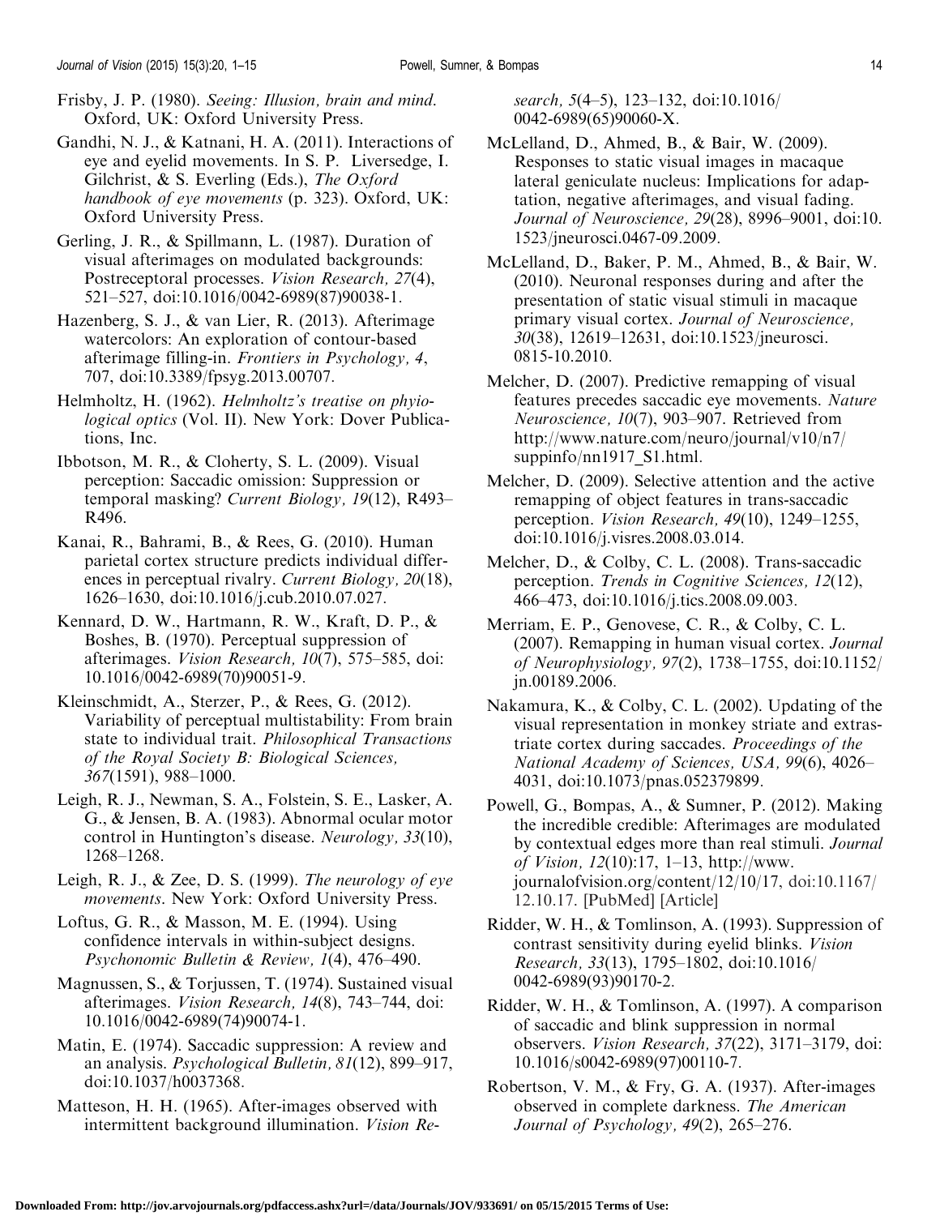Frisby, J. P. (1980). *Seeing: Illusion, brain and mind*. Oxford, UK: Oxford University Press.

Gandhi, N. J., & Katnani, H. A. (2011). Interactions of eye and eyelid movements. In S. P. Liversedge, I. Gilchrist, & S. Everling (Eds.), *The Oxford handbook of eye movements* (p. 323). Oxford, UK: Oxford University Press.

Gerling, J. R., & Spillmann, L. (1987). Duration of visual afterimages on modulated backgrounds: Postreceptoral processes. *Vision Research, 27*(4), 521–527, doi:10.1016/0042-6989(87)90038-1.

Hazenberg, S. J., & van Lier, R. (2013). Afterimage watercolors: An exploration of contour-based afterimage filling-in. *Frontiers in Psychology, 4*, 707, doi:10.3389/fpsyg.2013.00707.

Helmholtz, H. (1962). *Helmholtz's treatise on phyiological optics* (Vol. II). New York: Dover Publications, Inc.

Ibbotson, M. R., & Cloherty, S. L. (2009). Visual perception: Saccadic omission: Suppression or temporal masking? *Current Biology, 19*(12), R493–R496.

Kanai, R., Bahrami, B., & Rees, G. (2010). Human parietal cortex structure predicts individual differences in perceptual rivalry. *Current Biology, 20*(18), 1626–1630, doi:10.1016/j.cub.2010.07.027.

Kennard, D. W., Hartmann, R. W., Kraft, D. P., & Boshes, B. (1970). Perceptual suppression of afterimages. *Vision Research, 10*(7), 575–585, doi:10.1016/0042-6989(70)90051-9.

Kleinschmidt, A., Sterzer, P., & Rees, G. (2012). Variability of perceptual multistability: From brain state to individual trait. *Philosophical Transactions of the Royal Society B: Biological Sciences, 367*(1591), 988–1000.

Leigh, R. J., Newman, S. A., Folstein, S. E., Lasker, A. G., & Jensen, B. A. (1983). Abnormal ocular motor control in Huntington's disease. *Neurology, 33*(10), 1268–1268.

Leigh, R. J., & Zee, D. S. (1999). *The neurology of eye movements*. New York: Oxford University Press.

Loftus, G. R., & Masson, M. E. (1994). Using confidence intervals in within-subject designs. *Psychonomic Bulletin & Review, 1*(4), 476–490.

Magnussen, S., & Torjussen, T. (1974). Sustained visual afterimages. *Vision Research, 14*(8), 743–744, doi:10.1016/0042-6989(74)90074-1.

Matin, E. (1974). Saccadic suppression: A review and an analysis. *Psychological Bulletin, 81*(12), 899–917, doi:10.1037/h0037368.

Matteson, H. H. (1965). After-images observed with intermittent background illumination. *Vision Research, 5*(4–5), 123–132, doi:10.1016/0042-6989(65)90060-X.

McLelland, D., Ahmed, B., & Bair, W. (2009). Responses to static visual images in macaque lateral geniculate nucleus: Implications for adaptation, negative afterimages, and visual fading. *Journal of Neuroscience, 29*(28), 8996–9001, doi:10.1523/jneurosci.0467-09.2009.

McLelland, D., Baker, P. M., Ahmed, B., & Bair, W. (2010). Neuronal responses during and after the presentation of static visual stimuli in macaque primary visual cortex. *Journal of Neuroscience, 30*(38), 12619–12631, doi:10.1523/jneurosci.0815-10.2010.

Melcher, D. (2007). Predictive remapping of visual features precedes saccadic eye movements. *Nature Neuroscience, 10*(7), 903–907. Retrieved from http://www.nature.com/neuro/journal/v10/n7/suppinfo/nn1917_S1.html.

Melcher, D. (2009). Selective attention and the active remapping of object features in trans-saccadic perception. *Vision Research, 49*(10), 1249–1255, doi:10.1016/j.visres.2008.03.014.

Melcher, D., & Colby, C. L. (2008). Trans-saccadic perception. *Trends in Cognitive Sciences, 12*(12), 466–473, doi:10.1016/j.tics.2008.09.003.

Merriam, E. P., Genovese, C. R., & Colby, C. L. (2007). Remapping in human visual cortex. *Journal of Neurophysiology, 97*(2), 1738–1755, doi:10.1152/jn.00189.2006.

Nakamura, K., & Colby, C. L. (2002). Updating of the visual representation in monkey striate and extrastriate cortex during saccades. *Proceedings of the National Academy of Sciences, USA, 99*(6), 4026–4031, doi:10.1073/pnas.052379899.

Powell, G., Bompas, A., & Sumner, P. (2012). Making the incredible credible: Afterimages are modulated by contextual edges more than real stimuli. *Journal of Vision, 12*(10):17, 1–13, http://www.journalofvision.org/content/12/10/17, doi:10.1167/12.10.17. [PubMed] [Article]

Ridder, W. H., & Tomlinson, A. (1993). Suppression of contrast sensitivity during eyelid blinks. *Vision Research, 33*(13), 1795–1802, doi:10.1016/0042-6989(93)90170-2.

Ridder, W. H., & Tomlinson, A. (1997). A comparison of saccadic and blink suppression in normal observers. *Vision Research, 37*(22), 3171–3179, doi:10.1016/s0042-6989(97)00110-7.

Robertson, V. M., & Fry, G. A. (1937). After-images observed in complete darkness. *The American Journal of Psychology, 49*(2), 265–276.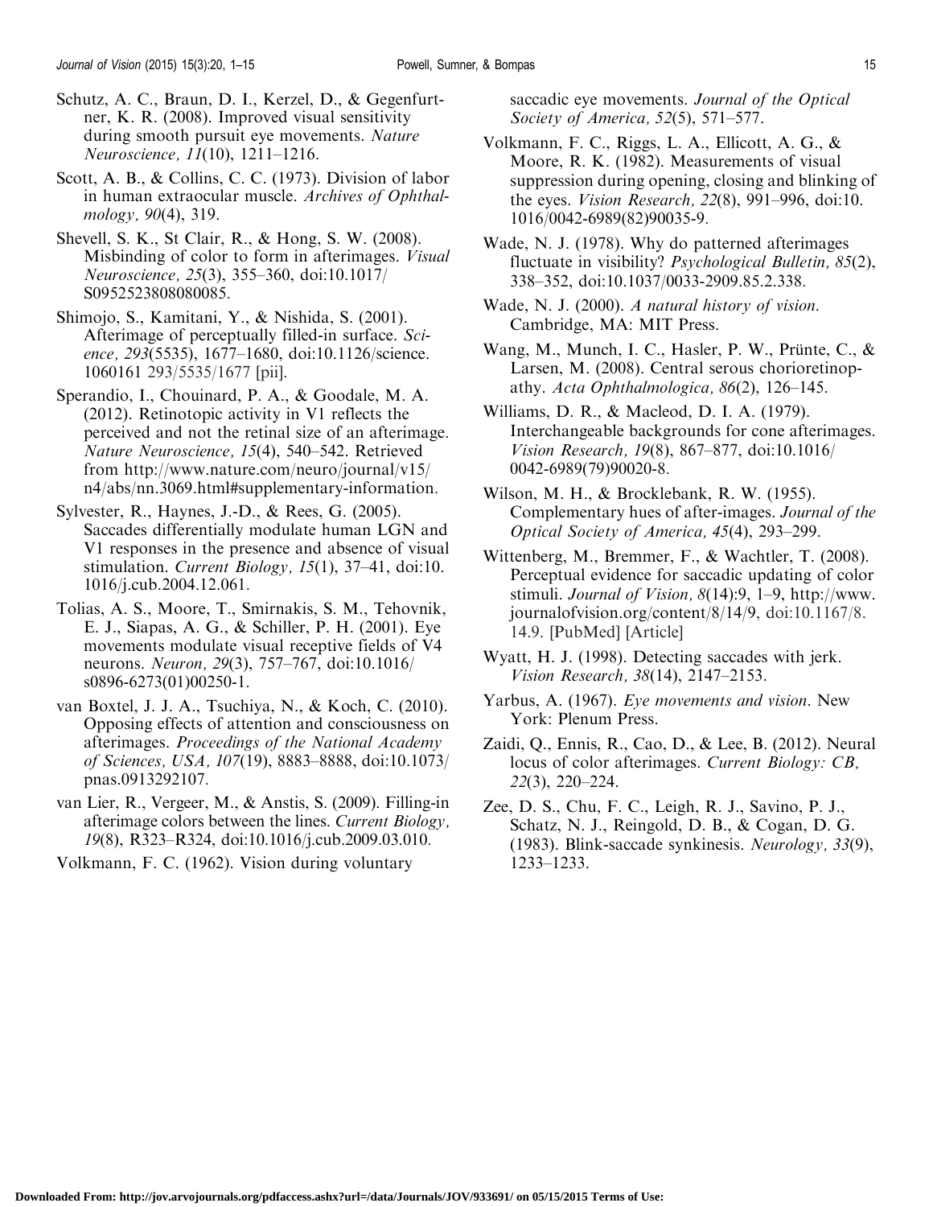Schutz, A. C., Braun, D. I., Kerzel, D., & Gegenfurtner, K. R. (2008). Improved visual sensitivity during smooth pursuit eye movements. *Nature Neuroscience, 11*(10), 1211–1216.

Scott, A. B., & Collins, C. C. (1973). Division of labor in human extraocular muscle. *Archives of Ophthalmology, 90*(4), 319.

Shevell, S. K., St Clair, R., & Hong, S. W. (2008). Misbinding of color to form in afterimages. *Visual Neuroscience, 25*(3), 355–360, doi:10.1017/S0952523808080085.

Shimojo, S., Kamitani, Y., & Nishida, S. (2001). Afterimage of perceptually filled-in surface. *Science, 293*(5535), 1677–1680, doi:10.1126/science.1060161 293/5535/1677 [pii].

Sperandio, I., Chouinard, P. A., & Goodale, M. A. (2012). Retinotopic activity in V1 reflects the perceived and not the retinal size of an afterimage. *Nature Neuroscience, 15*(4), 540–542. Retrieved from http://www.nature.com/neuro/journal/v15/n4/abs/nn.3069.html#supplementary-information.

Sylvester, R., Haynes, J.-D., & Rees, G. (2005). Saccades differentially modulate human LGN and V1 responses in the presence and absence of visual stimulation. *Current Biology, 15*(1), 37–41, doi:10.1016/j.cub.2004.12.061.

Tolias, A. S., Moore, T., Smirnakis, S. M., Tehovnik, E. J., Siapas, A. G., & Schiller, P. H. (2001). Eye movements modulate visual receptive fields of V4 neurons. *Neuron, 29*(3), 757–767, doi:10.1016/s0896-6273(01)00250-1.

van Boxtel, J. J. A., Tsuchiya, N., & Koch, C. (2010). Opposing effects of attention and consciousness on afterimages. *Proceedings of the National Academy of Sciences, USA, 107*(19), 8883–8888, doi:10.1073/pnas.0913292107.

van Lier, R., Vergeer, M., & Anstis, S. (2009). Filling-in afterimage colors between the lines. *Current Biology, 19*(8), R323–R324, doi:10.1016/j.cub.2009.03.010.

Volkmann, F. C. (1962). Vision during voluntary saccadic eye movements. *Journal of the Optical Society of America, 52*(5), 571–577.

Volkmann, F. C., Riggs, L. A., Ellicott, A. G., & Moore, R. K. (1982). Measurements of visual suppression during opening, closing and blinking of the eyes. *Vision Research, 22*(8), 991–996, doi:10.1016/0042-6989(82)90035-9.

Wade, N. J. (1978). Why do patterned afterimages fluctuate in visibility? *Psychological Bulletin, 85*(2), 338–352, doi:10.1037/0033-2909.85.2.338.

Wade, N. J. (2000). *A natural history of vision*. Cambridge, MA: MIT Press.

Wang, M., Munch, I. C., Hasler, P. W., Prünte, C., & Larsen, M. (2008). Central serous chorioretinopathy. *Acta Ophthalmologica, 86*(2), 126–145.

Williams, D. R., & Macleod, D. I. A. (1979). Interchangeable backgrounds for cone afterimages. *Vision Research, 19*(8), 867–877, doi:10.1016/0042-6989(79)90020-8.

Wilson, M. H., & Brocklebank, R. W. (1955). Complementary hues of after-images. *Journal of the Optical Society of America, 45*(4), 293–299.

Wittenberg, M., Bremmer, F., & Wachtler, T. (2008). Perceptual evidence for saccadic updating of color stimuli. *Journal of Vision, 8*(14):9, 1–9, http://www.journalofvision.org/content/8/14/9, doi:10.1167/8.14.9. [PubMed] [Article]

Wyatt, H. J. (1998). Detecting saccades with jerk. *Vision Research, 38*(14), 2147–2153.

Yarbus, A. (1967). *Eye movements and vision*. New York: Plenum Press.

Zaidi, Q., Ennis, R., Cao, D., & Lee, B. (2012). Neural locus of color afterimages. *Current Biology: CB, 22*(3), 220–224.

Zee, D. S., Chu, F. C., Leigh, R. J., Savino, P. J., Schatz, N. J., Reingold, D. B., & Cogan, D. G. (1983). Blink-saccade synkinesis. *Neurology, 33*(9), 1233–1233.